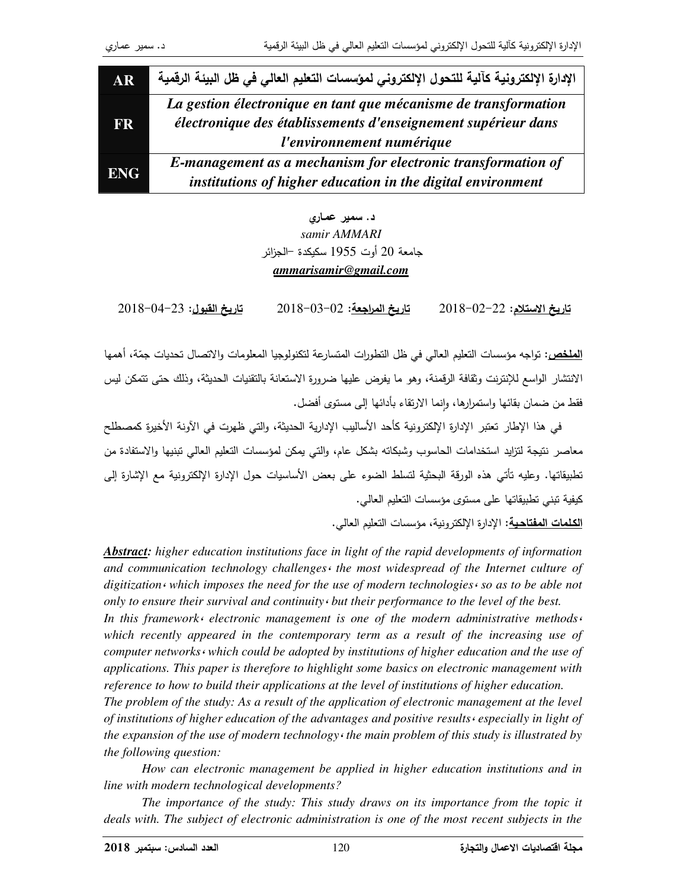| AR | الإدارة الإلكترونية كآلية للتحول الإلكتروني لمؤسسات التعليم العالي في ظل البيئة الرقمية |
|---|---|
| FR | *La gestion électronique en tant que mécanisme de transformation électronique des établissements d'enseignement supérieur dans l'environnement numérique* |
| ENG | *E-management as a mechanism for electronic transformation of institutions of higher education in the digital environment* |

**د. سمير عماري**

*samir AMMARI*

جامعة 20 أوت 1955 سكيكدة –الجزائر

***ammarisamir@gmail.com***

**تاريخ الاستلام**: 22-02-2018    **تاريخ المراجعة**: 02-03-2018    **تاريخ القبول**: 23-04-2018

**الملخص**: تواجه مؤسسات التعليم العالي في ظل التطورات المتسارعة لتكنولوجيا المعلومات والاتصال تحديات جمّة، أهمها الانتشار الواسع للإنترنت وثقافة الرقمنة، وهو ما يفرض عليها ضرورة الاستعانة بالتقنيات الحديثة، وذلك حتى تتمكن ليس فقط من ضمان بقائها واستمرارها، وإنما الارتقاء بأدائها إلى مستوى أفضل.

في هذا الإطار تعتبر الإدارة الإلكترونية كأحد الأساليب الإدارية الحديثة، والتي ظهرت في الآونة الأخيرة كمصطلح معاصر نتيجة لتزايد استخدامات الحاسوب وشبكاته بشكل عام، والتي يمكن لمؤسسات التعليم العالي تبنيها والاستفادة من تطبيقاتها. وعليه تأتي هذه الورقة البحثية لتسلط الضوء على بعض الأساسيات حول الإدارة الإلكترونية مع الإشارة إلى كيفية تبني تطبيقاتها على مستوى مؤسسات التعليم العالي.

**الكلمات المفتاحية**: الإدارة الإلكترونية، مؤسسات التعليم العالي.

***Abstract:*** *higher education institutions face in light of the rapid developments of information and communication technology challenges، the most widespread of the Internet culture of digitization، which imposes the need for the use of modern technologies، so as to be able not only to ensure their survival and continuity، but their performance to the level of the best.*

*In this framework، electronic management is one of the modern administrative methods، which recently appeared in the contemporary term as a result of the increasing use of computer networks، which could be adopted by institutions of higher education and the use of applications. This paper is therefore to highlight some basics on electronic management with reference to how to build their applications at the level of institutions of higher education.*

*The problem of the study: As a result of the application of electronic management at the level of institutions of higher education of the advantages and positive results، especially in light of the expansion of the use of modern technology، the main problem of this study is illustrated by the following question:*

*How can electronic management be applied in higher education institutions and in line with modern technological developments?*

*The importance of the study: This study draws on its importance from the topic it deals with. The subject of electronic administration is one of the most recent subjects in the*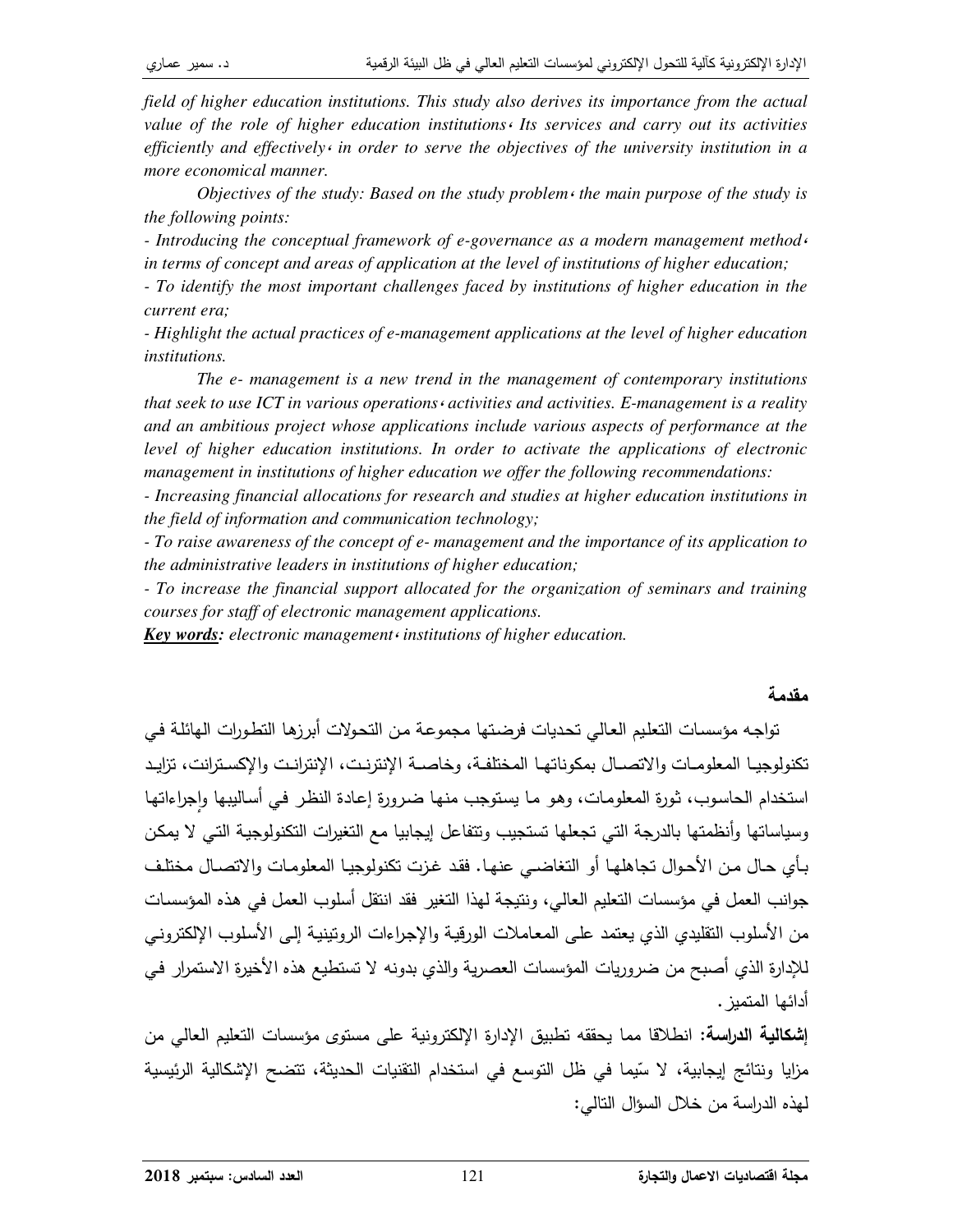*field of higher education institutions. This study also derives its importance from the actual value of the role of higher education institutions، Its services and carry out its activities efficiently and effectively، in order to serve the objectives of the university institution in a more economical manner.*

*Objectives of the study: Based on the study problem، the main purpose of the study is the following points:*

*- Introducing the conceptual framework of e-governance as a modern management method، in terms of concept and areas of application at the level of institutions of higher education;*

*- To identify the most important challenges faced by institutions of higher education in the current era;*

*- Highlight the actual practices of e-management applications at the level of higher education institutions.*

*The e- management is a new trend in the management of contemporary institutions that seek to use ICT in various operations، activities and activities. E-management is a reality and an ambitious project whose applications include various aspects of performance at the level of higher education institutions. In order to activate the applications of electronic management in institutions of higher education we offer the following recommendations:*

*- Increasing financial allocations for research and studies at higher education institutions in the field of information and communication technology;*

*- To raise awareness of the concept of e- management and the importance of its application to the administrative leaders in institutions of higher education;*

*- To increase the financial support allocated for the organization of seminars and training courses for staff of electronic management applications.*

***Key words:** electronic management، institutions of higher education.*

## مقدمة

تواجه مؤسسات التعليم العالي تحديات فرضتها مجموعة من التحولات أبرزها التطورات الهائلة في تكنولوجيا المعلومات والاتصال بمكوناتها المختلفة، وخاصة الإنترنت، الإنترانت والإكسترانت، تزايد استخدام الحاسوب، ثورة المعلومات، وهو ما يستوجب منها ضرورة إعادة النظر في أساليبها وإجراءاتها وسياساتها وأنظمتها بالدرجة التي تجعلها تستجيب وتتفاعل إيجابيا مع التغيرات التكنولوجية التي لا يمكن بأي حال من الأحوال تجاهلها أو التغاضي عنها. فقد غزت تكنولوجيا المعلومات والاتصال مختلف جوانب العمل في مؤسسات التعليم العالي، ونتيجة لهذا التغير فقد انتقل أسلوب العمل في هذه المؤسسات من الأسلوب التقليدي الذي يعتمد على المعاملات الورقية والإجراءات الروتينية إلى الأسلوب الإلكتروني للإدارة الذي أصبح من ضروريات المؤسسات العصرية والذي بدونه لا تستطيع هذه الأخيرة الاستمرار في أدائها المتميز.

**إشكالية الدراسة:** انطلاقا مما يحققه تطبيق الإدارة الإلكترونية على مستوى مؤسسات التعليم العالي من مزايا ونتائج إيجابية، لا سّيما في ظل التوسع في استخدام التقنيات الحديثة، تتضح الإشكالية الرئيسية لهذه الدراسة من خلال السؤال التالي: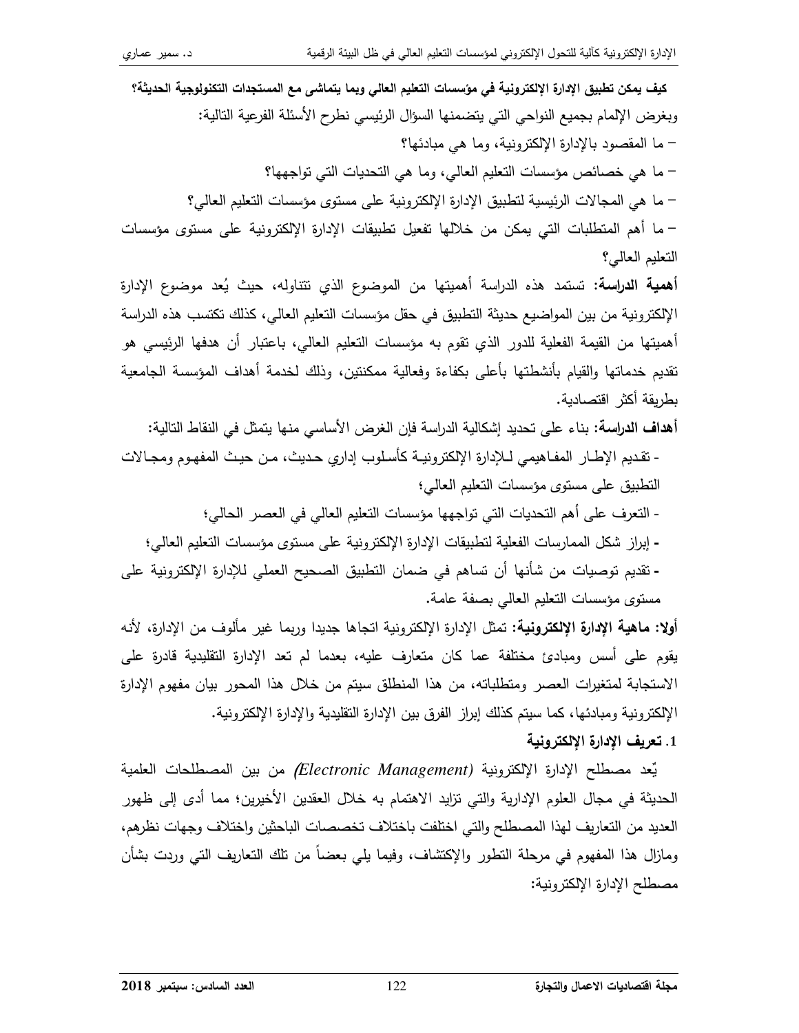**كيف يمكن تطبيق الإدارة الإلكترونية في مؤسسات التعليم العالي وبما يتماشى مع المستجدات التكنولوجية الحديثة؟**

وبغرض الإلمام بجميع النواحي التي يتضمنها السؤال الرئيسي نطرح الأسئلة الفرعية التالية:

– ما المقصود بالإدارة الإلكترونية، وما هي مبادئها؟

– ما هي خصائص مؤسسات التعليم العالي، وما هي التحديات التي تواجهها؟

– ما هي المجالات الرئيسية لتطبيق الإدارة الإلكترونية على مستوى مؤسسات التعليم العالي؟

– ما أهم المتطلبات التي يمكن من خلالها تفعيل تطبيقات الإدارة الإلكترونية على مستوى مؤسسات التعليم العالي؟

**أهمية الدراسة:** تستمد هذه الدراسة أهميتها من الموضوع الذي تتناوله، حيث يُعد موضوع الإدارة الإلكترونية من بين المواضيع حديثة التطبيق في حقل مؤسسات التعليم العالي، كذلك تكتسب هذه الدراسة أهميتها من القيمة الفعلية للدور الذي تقوم به مؤسسات التعليم العالي، باعتبار أن هدفها الرئيسي هو تقديم خدماتها والقيام بأنشطتها بأعلى بكفاءة وفعالية ممكنتين، وذلك لخدمة أهداف المؤسسة الجامعية بطريقة أكثر اقتصادية.

**أهداف الدراسة:** بناء على تحديد إشكالية الدراسة فإن الغرض الأساسي منها يتمثل في النقاط التالية:

- تقديم الإطار المفاهيمي للإدارة الإلكترونية كأسلوب إداري حديث، من حيث المفهوم ومجالات التطبيق على مستوى مؤسسات التعليم العالي؛

- التعرف على أهم التحديات التي تواجهها مؤسسات التعليم العالي في العصر الحالي؛

- إبراز شكل الممارسات الفعلية لتطبيقات الإدارة الإلكترونية على مستوى مؤسسات التعليم العالي؛

- تقديم توصيات من شأنها أن تساهم في ضمان التطبيق الصحيح العملي للإدارة الإلكترونية على مستوى مؤسسات التعليم العالي بصفة عامة.

**أولا: ماهية الإدارة الإلكترونية:** تمثل الإدارة الإلكترونية اتجاها جديدا وربما غير مألوف من الإدارة، لأنه يقوم على أسس ومبادئ مختلفة عما كان متعارف عليه، بعدما لم تعد الإدارة التقليدية قادرة على الاستجابة لمتغيرات العصر ومتطلباته، من هذا المنطلق سيتم من خلال هذا المحور بيان مفهوم الإدارة الإلكترونية ومبادئها، كما سيتم كذلك إبراز الفرق بين الإدارة التقليدية والإدارة الإلكترونية.

**1. تعريف الإدارة الإلكترونية**

يّعد مصطلح الإدارة الإلكترونية *(Electronic Management)* من بين المصطلحات العلمية الحديثة في مجال العلوم الإدارية والتي تزايد الاهتمام به خلال العقدين الأخيرين؛ مما أدى إلى ظهور العديد من التعاريف لهذا المصطلح والتي اختلفت باختلاف تخصصات الباحثين واختلاف وجهات نظرهم، ومازال هذا المفهوم في مرحلة التطور والإكتشاف، وفيما يلي بعضاً من تلك التعاريف التي وردت بشأن مصطلح الإدارة الإلكترونية: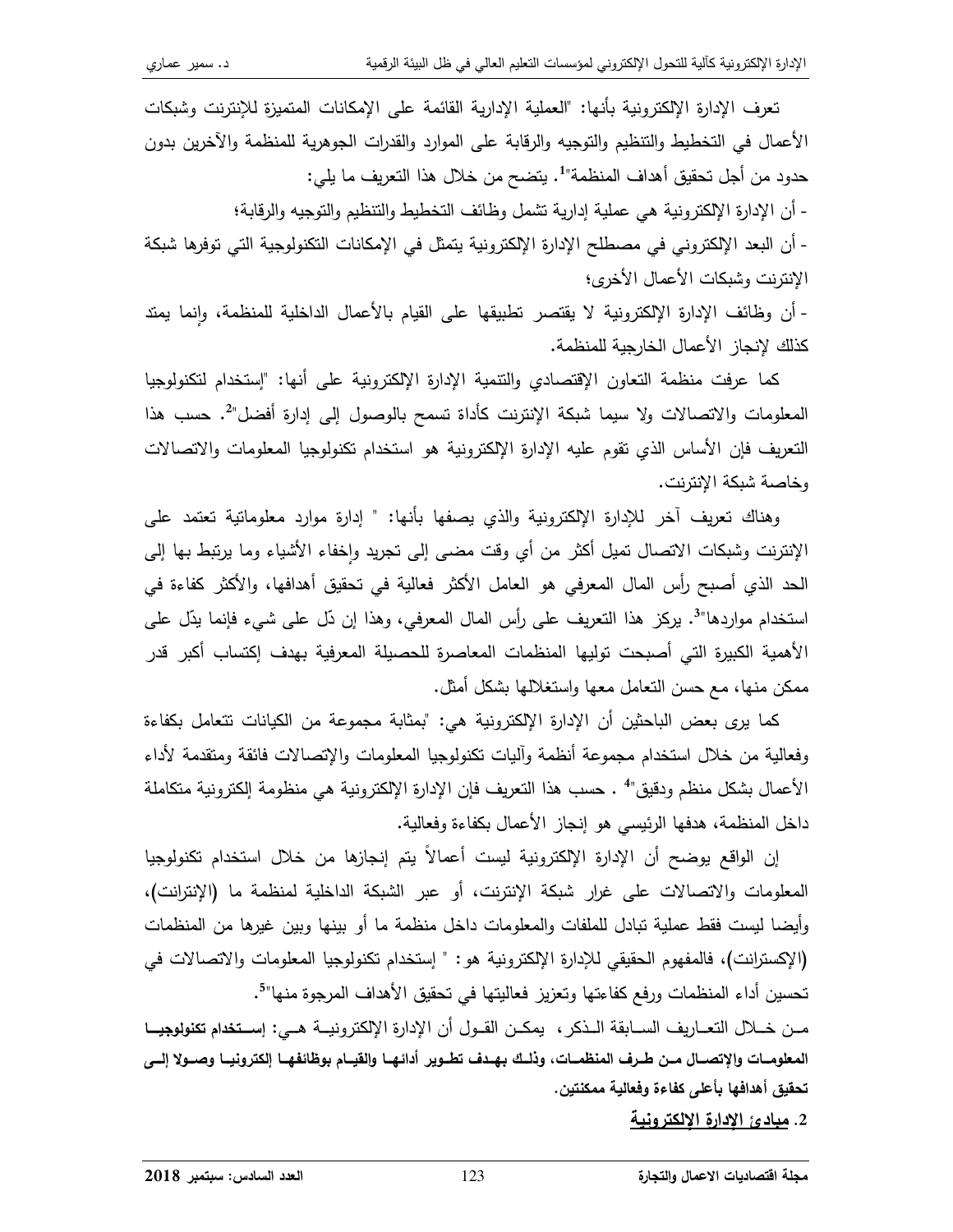تعرف الإدارة الإلكترونية بأنها: "العملية الإدارية القائمة على الإمكانات المتميزة للإنترنت وشبكات الأعمال في التخطيط والتنظيم والتوجيه والرقابة على الموارد والقدرات الجوهرية للمنظمة والآخرين بدون حدود من أجل تحقيق أهداف المنظمة"[1]. يتضح من خلال هذا التعريف ما يلي:

- أن الإدارة الإلكترونية هي عملية إدارية تشمل وظائف التخطيط والتنظيم والتوجيه والرقابة؛
- أن البعد الإلكتروني في مصطلح الإدارة الإلكترونية يتمثل في الإمكانات التكنولوجية التي توفرها شبكة الإنترنت وشبكات الأعمال الأخرى؛
- أن وظائف الإدارة الإلكترونية لا يقتصر تطبيقها على القيام بالأعمال الداخلية للمنظمة، وإنما يمتد كذلك لإنجاز الأعمال الخارجية للمنظمة.

كما عرفت منظمة التعاون الإقتصادي والتنمية الإدارة الإلكترونية على أنها: "إستخدام لتكنولوجيا المعلومات والاتصالات ولا سيما شبكة الإنترنت كأداة تسمح بالوصول إلى إدارة أفضل"[2]. حسب هذا التعريف فإن الأساس الذي تقوم عليه الإدارة الإلكترونية هو استخدام تكنولوجيا المعلومات والاتصالات وخاصة شبكة الإنترنت.

وهناك تعريف آخر للإدارة الإلكترونية والذي يصفها بأنها: " إدارة موارد معلوماتية تعتمد على الإنترنت وشبكات الاتصال تميل أكثر من أي وقت مضى إلى تجريد وإخفاء الأشياء وما يرتبط بها إلى الحد الذي أصبح رأس المال المعرفي هو العامل الأكثر فعالية في تحقيق أهدافها، والأكثر كفاءة في استخدام مواردها"[3]. يركز هذا التعريف على رأس المال المعرفي، وهذا إن دلّ على شيء فإنما يدّل على الأهمية الكبيرة التي أصبحت توليها المنظمات المعاصرة للحصيلة المعرفية بهدف إكتساب أكبر قدر ممكن منها، مع حسن التعامل معها واستغلالها بشكل أمثل.

كما يرى بعض الباحثين أن الإدارة الإلكترونية هي: "بمثابة مجموعة من الكيانات تتعامل بكفاءة وفعالية من خلال استخدام مجموعة أنظمة وآليات تكنولوجيا المعلومات والإتصالات فائقة ومتقدمة لأداء الأعمال بشكل منظم ودقيق"[4] . حسب هذا التعريف فإن الإدارة الإلكترونية هي منظومة إلكترونية متكاملة داخل المنظمة، هدفها الرئيسي هو إنجاز الأعمال بكفاءة وفعالية.

إن الواقع يوضح أن الإدارة الإلكترونية ليست أعمالاً يتم إنجازها من خلال استخدام تكنولوجيا المعلومات والاتصالات على غرار شبكة الإنترنت، أو عبر الشبكة الداخلية لمنظمة ما (الإنترانت)، وأيضا ليست فقط عملية تبادل للملفات والمعلومات داخل منظمة ما أو بينها وبين غيرها من المنظمات (الإكسترانت)، فالمفهوم الحقيقي للإدارة الإلكترونية هو: " إستخدام تكنولوجيا المعلومات والاتصالات في تحسين أداء المنظمات ورفع كفاءتها وتعزيز فعاليتها في تحقيق الأهداف المرجوة منها"[5].

من خلال التعاريف السابقة الذكر، يمكن القول أن الإدارة الإلكترونية هي: **إستخدام تكنولوجيا المعلومات والإتصال من طرف المنظمات، وذلك بهدف تطوير أدائها والقيام بوظائفها إلكترونيا وصولا إلى تحقيق أهدافها بأعلى كفاءة وفعالية ممكنتين.**

## 2. مبادئ الإدارة الإلكترونية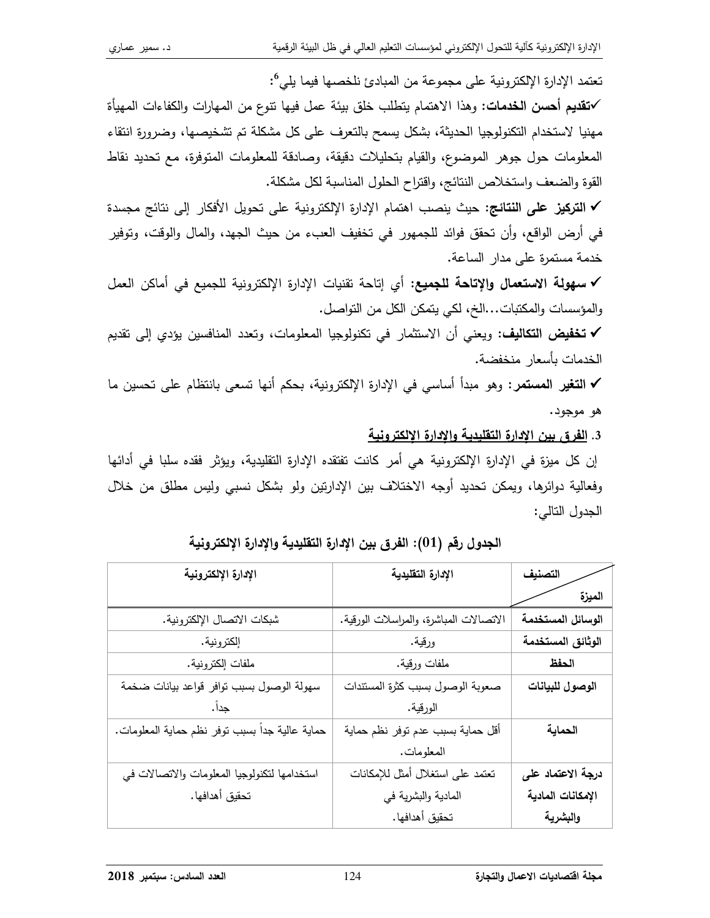تعتمد الإدارة الإلكترونية على مجموعة من المبادئ نلخصها فيما يلي[6]:

✓ **تقديم أحسن الخدمات:** وهذا الاهتمام يتطلب خلق بيئة عمل فيها تنوع من المهارات والكفاءات المهيأة مهنيا لاستخدام التكنولوجيا الحديثة، بشكل يسمح بالتعرف على كل مشكلة تم تشخيصها، وضرورة انتقاء المعلومات حول جوهر الموضوع، والقيام بتحليلات دقيقة، وصادقة للمعلومات المتوفرة، مع تحديد نقاط القوة والضعف واستخلاص النتائج، واقتراح الحلول المناسبة لكل مشكلة.

✓ **التركيز على النتائج:** حيث ينصب اهتمام الإدارة الإلكترونية على تحويل الأفكار إلى نتائج مجسدة في أرض الواقع، وأن تحقق فوائد للجمهور في تخفيف العبء من حيث الجهد، والمال والوقت، وتوفير خدمة مستمرة على مدار الساعة.

✓ **سهولة الاستعمال والإتاحة للجميع:** أي إتاحة تقنيات الإدارة الإلكترونية للجميع في أماكن العمل والمؤسسات والمكتبات...الخ، لكي يتمكن الكل من التواصل.

✓ **تخفيض التكاليف:** ويعني أن الاستثمار في تكنولوجيا المعلومات، وتعدد المنافسين يؤدي إلى تقديم الخدمات بأسعار منخفضة.

✓ **التغير المستمر:** وهو مبدأ أساسي في الإدارة الإلكترونية، بحكم أنها تسعى بانتظام على تحسين ما هو موجود.

### 3. الفرق بين الإدارة التقليدية والإدارة الإلكترونية

إن كل ميزة في الإدارة الإلكترونية هي أمر كانت تفتقده الإدارة التقليدية، ويؤثر فقده سلبا في أدائها وفعالية دوائرها، ويمكن تحديد أوجه الاختلاف بين الإدارتين ولو بشكل نسبي وليس مطلق من خلال الجدول التالي:

**الجدول رقم (01): الفرق بين الإدارة التقليدية والإدارة الإلكترونية**

| التصنيف / الميزة | الإدارة التقليدية | الإدارة الإلكترونية |
|---|---|---|
| **الوسائل المستخدمة** | الاتصالات المباشرة، والمراسلات الورقية. | شبكات الاتصال الإلكترونية. |
| **الوثائق المستخدمة** | ورقية. | إلكترونية. |
| **الحفظ** | ملفات ورقية. | ملفات إلكترونية. |
| **الوصول للبيانات** | صعوبة الوصول بسبب كثرة المستندات الورقية. | سهولة الوصول بسبب توافر قواعد بيانات ضخمة جداً. |
| **الحماية** | أقل حماية بسبب عدم توفر نظم حماية المعلومات. | حماية عالية جداً بسبب توفر نظم حماية المعلومات. |
| **درجة الاعتماد على الإمكانات المادية والبشرية** | تعتمد على استغلال أمثل للإمكانات المادية والبشرية في تحقيق أهدافها. | استخدامها لتكنولوجيا المعلومات والاتصالات في تحقيق أهدافها. |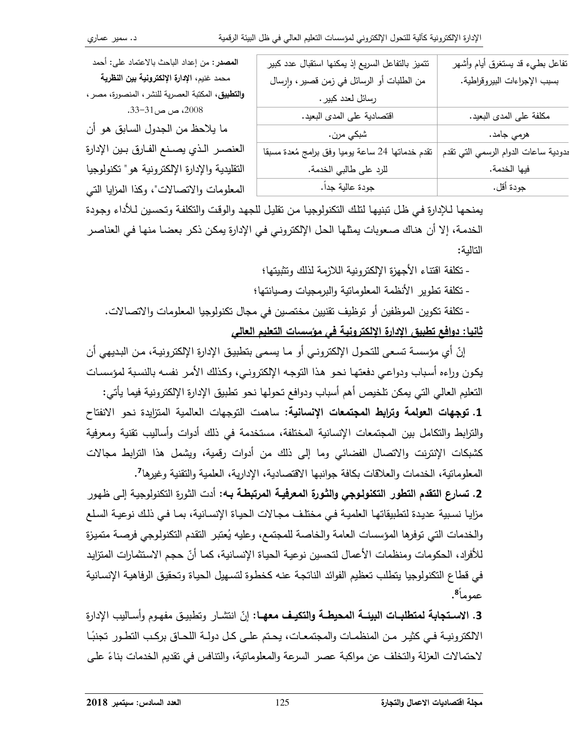| تفاعل بطيء قد يستغرق أيام وأشهر بسبب الإجراءات البيروقراطية. | تتميز بالتفاعل السريع إذ يمكنها استقبال عدد كبير من الطلبات أو الرسائل في زمن قصير، وإرسال رسائل لعدد كبير. |
|---|---|
| مكلفة على المدى البعيد. | اقتصادية على المدى البعيد. |
| هرمي جامد. | شبكي مرن. |
| محدودية ساعات الدوام الرسمي التي تقدم فيها الخدمة. | تقدم خدماتها 24 ساعة يوميا وفق برامج مُعدة مسبقا للرد على طالبي الخدمة. |
| جودة أقل. | جودة عالية جداً. |

**المصدر:** من إعداد الباحث بالاعتماد على: أحمد محمد غنيم، **الإدارة الإلكترونية بين النظرية والتطبيق**، المكتبة العصرية للنشر، المنصورة، مصر، 2008، ص ص31-33.

ما يلاحظ من الجدول السابق هو أن العنصر الذي يصنع الفارق بين الإدارة التقليدية والإدارة الإلكترونية هو" تكنولوجيا المعلومات والاتصالات"، وكذا المزايا التي يمنحها للإدارة في ظل تبنيها لتلك التكنولوجيا من تقليل للجهد والوقت والتكلفة وتحسين للأداء وجودة الخدمة، إلا أن هناك صعوبات يمثلها الحل الإلكتروني في الإدارة يمكن ذكر بعضا منها في العناصر التالية:

- تكلفة اقتناء الأجهزة الإلكترونية اللازمة لذلك وتثبيتها؛
- تكلفة تطوير الأنظمة المعلوماتية والبرمجيات وصيانتها؛
- تكلفة تكوين الموظفين أو توظيف تقنيين مختصين في مجال تكنولوجيا المعلومات والاتصالات.

## ثانيا: دوافع تطبيق الإدارة الإلكترونية في مؤسسات التعليم العالي

إنّ أي مؤسسة تسعى للتحول الإلكتروني أو ما يسمى بتطبيق الإدارة الإلكترونية، من البديهي أن يكون وراءه أسباب ودواعي دفعتها نحو هذا التوجه الإلكتروني، وكذلك الأمر نفسه بالنسبة لمؤسسات التعليم العالي التي يمكن تلخيص أهم أسباب ودوافع تحولها نحو تطبيق الإدارة الإلكترونية فيما يأتي:

**1. توجهات العولمة وترابط المجتمعات الإنسانية:** ساهمت التوجهات العالمية المتزايدة نحو الانفتاح والترابط والتكامل بين المجتمعات الإنسانية المختلفة، مستخدمة في ذلك أدوات وأساليب تقنية ومعرفية كشبكات الإنترنت والاتصال الفضائي وما إلى ذلك من أدوات رقمية، ويشمل هذا الترابط مجالات المعلوماتية، الخدمات والعلاقات بكافة جوانبها الاقتصادية، الإدارية، العلمية والتقنية وغيرها[7].

**2. تسارع التقدم التطور التكنولوجي والثورة المعرفية المرتبطة به:** أدت الثورة التكنولوجية إلى ظهور مزايا نسبية عديدة لتطبيقاتها العلمية في مختلف مجالات الحياة الإنسانية، بما في ذلك نوعية السلع والخدمات التي توفرها المؤسسات العامة والخاصة للمجتمع، وعليه يُعتبر التقدم التكنولوجي فرصة متميزة للأفراد، الحكومات ومنظمات الأعمال لتحسين نوعية الحياة الإنسانية، كما أنّ حجم الاستثمارات المتزايد في قطاع التكنولوجيا يتطلب تعظيم الفوائد الناتجة عنه كخطوة لتسهيل الحياة وتحقيق الرفاهية الإنسانية عموماً[8].

**3. الاستجابة لمتطلبات البيئة المحيطة والتكيف معها:** إنّ انتشار وتطبيق مفهوم وأساليب الإدارة الالكترونية في كثير من المنظمات والمجتمعات، يحتم على كل دولة اللحاق بركب التطور تجنبًا لاحتمالات العزلة والتخلف عن مواكبة عصر السرعة والمعلوماتية، والتنافس في تقديم الخدمات بناءً على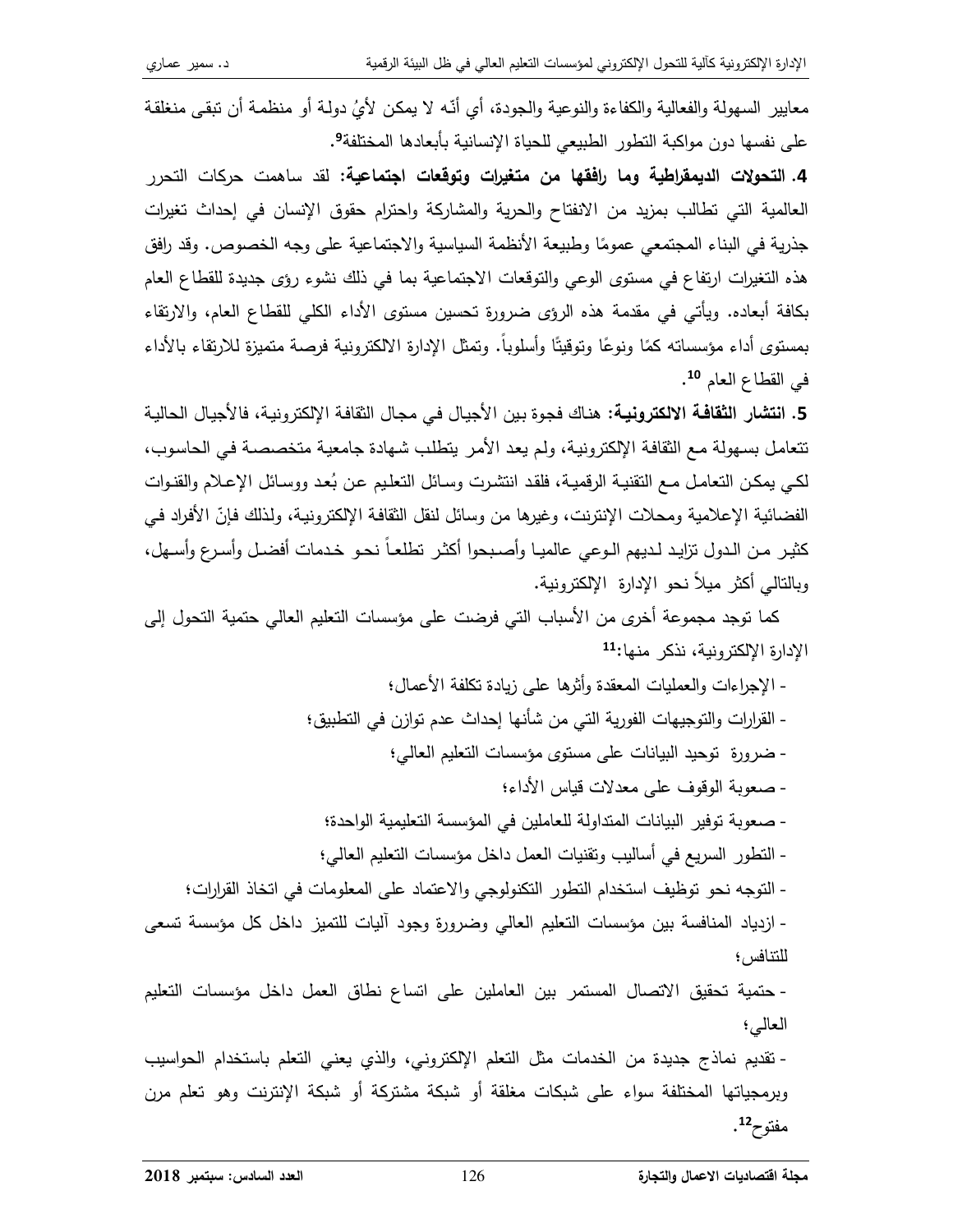معايير السهولة والفعالية والكفاءة والنوعية والجودة، أي أنّه لا يمكن لأيُ دولة أو منظمة أن تبقى منغلقة على نفسها دون مواكبة التطور الطبيعي للحياة الإنسانية بأبعادها المختلفة[9].

**4. التحولات الديمقراطية وما رافقها من متغيرات وتوقعات اجتماعية:** لقد ساهمت حركات التحرر العالمية التي تطالب بمزيد من الانفتاح والحرية والمشاركة واحترام حقوق الإنسان في إحداث تغيرات جذرية في البناء المجتمعي عمومًا وطبيعة الأنظمة السياسية والاجتماعية على وجه الخصوص. وقد رافق هذه التغيرات ارتفاع في مستوى الوعي والتوقعات الاجتماعية بما في ذلك نشوء رؤى جديدة للقطاع العام بكافة أبعاده. ويأتي في مقدمة هذه الرؤى ضرورة تحسين مستوى الأداء الكلي للقطاع العام، والارتقاء بمستوى أداء مؤسساته كمًا ونوعًا وتوقيتًا وأسلوباً. وتمثل الإدارة الالكترونية فرصة متميزة للارتقاء بالأداء في القطاع العام [10].

**5. انتشار الثقافة الالكترونية:** هناك فجوة بين الأجيال في مجال الثقافة الإلكترونية، فالأجيال الحالية تتعامل بسهولة مع الثقافة الإلكترونية، ولم يعد الأمر يتطلب شهادة جامعية متخصصة في الحاسوب، لكي يمكن التعامل مع التقنية الرقمية، فلقد انتشرت وسائل التعليم عن بُعد ووسائل الإعلام والقنوات الفضائية الإعلامية ومحلات الإنترنت، وغيرها من وسائل لنقل الثقافة الإلكترونية، ولذلك فإنّ الأفراد في كثير من الدول تزايد لديهم الوعي عالميا وأصبحوا أكثر تطلعاً نحو خدمات أفضل وأسرع وأسهل، وبالتالي أكثر ميلاً نحو الإدارة الإلكترونية.

كما توجد مجموعة أخرى من الأسباب التي فرضت على مؤسسات التعليم العالي حتمية التحول إلى الإدارة الإلكترونية، نذكر منها:[11]

- الإجراءات والعمليات المعقدة وأثرها على زيادة تكلفة الأعمال؛
- القرارات والتوجيهات الفورية التي من شأنها إحداث عدم توازن في التطبيق؛
- ضرورة توحيد البيانات على مستوى مؤسسات التعليم العالي؛
- صعوبة الوقوف على معدلات قياس الأداء؛
- صعوبة توفير البيانات المتداولة للعاملين في المؤسسة التعليمية الواحدة؛
- التطور السريع في أساليب وتقنيات العمل داخل مؤسسات التعليم العالي؛
- التوجه نحو توظيف استخدام التطور التكنولوجي والاعتماد على المعلومات في اتخاذ القرارات؛
- ازدياد المنافسة بين مؤسسات التعليم العالي وضرورة وجود آليات للتميز داخل كل مؤسسة تسعى للتنافس؛
- حتمية تحقيق الاتصال المستمر بين العاملين على اتساع نطاق العمل داخل مؤسسات التعليم العالي؛
- تقديم نماذج جديدة من الخدمات مثل التعلم الإلكتروني، والذي يعني التعلم باستخدام الحواسيب وبرمجياتها المختلفة سواء على شبكات مغلقة أو شبكة مشتركة أو شبكة الإنترنت وهو تعلم مرن مفتوح[12].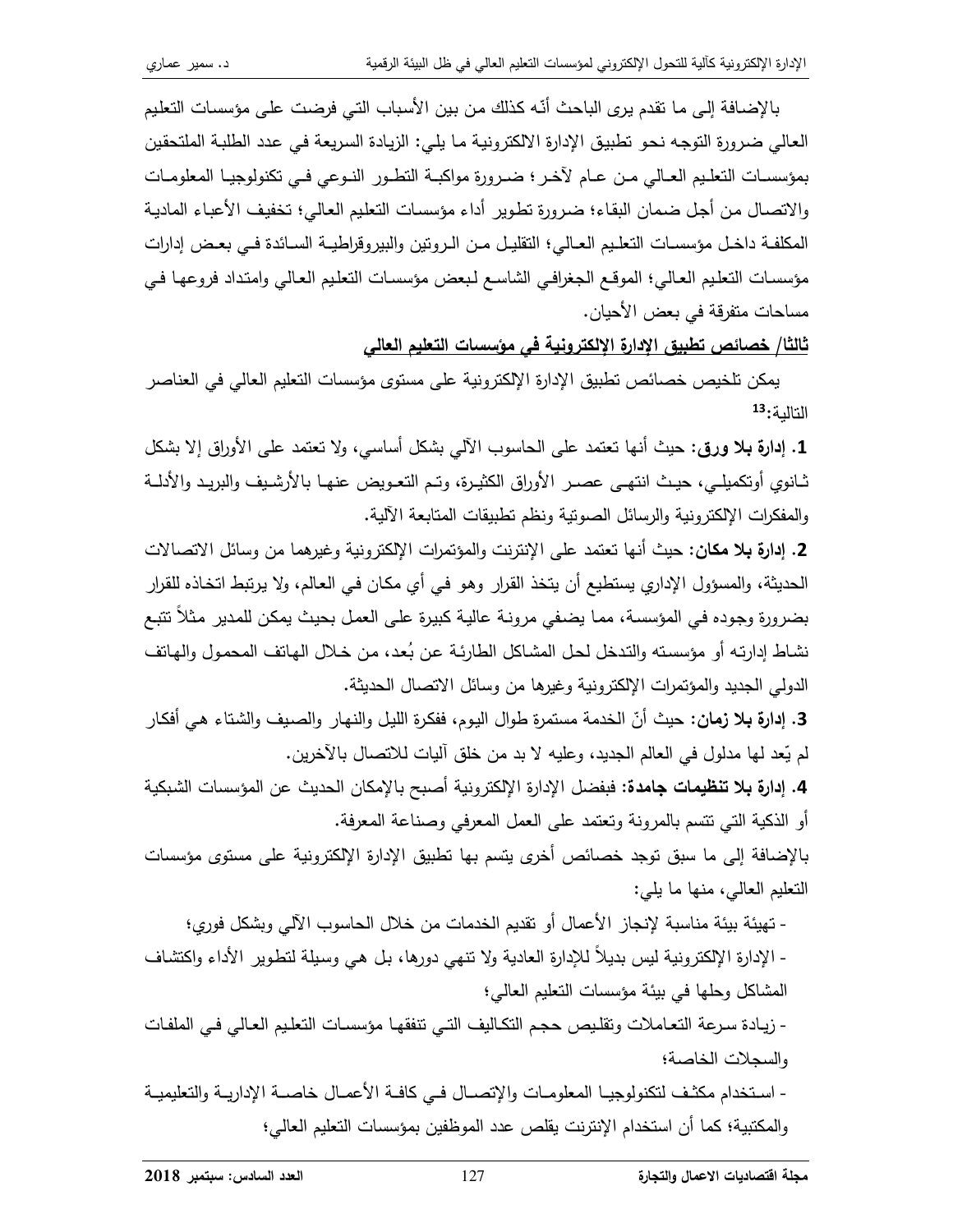بالإضافة إلى ما تقدم يرى الباحث أنّه كذلك من بين الأسباب التي فرضت على مؤسسات التعليم العالي ضرورة التوجه نحو تطبيق الإدارة الالكترونية ما يلي: الزيادة السريعة في عدد الطلبة الملتحقين بمؤسسات التعليم العالي من عام لآخر؛ ضرورة مواكبة التطور النوعي في تكنولوجيا المعلومات والاتصال من أجل ضمان البقاء؛ ضرورة تطوير أداء مؤسسات التعليم العالي؛ تخفيف الأعباء المادية المكلفة داخل مؤسسات التعليم العالي؛ التقليل من الروتين والبيروقراطية السائدة في بعض إدارات مؤسسات التعليم العالي؛ الموقع الجغرافي الشاسع لبعض مؤسسات التعليم العالي وامتداد فروعها في مساحات متفرقة في بعض الأحيان.

## ثالثا/ خصائص تطبيق الإدارة الإلكترونية في مؤسسات التعليم العالي

يمكن تلخيص خصائص تطبيق الإدارة الإلكترونية على مستوى مؤسسات التعليم العالي في العناصر التالية:[13]

**1. إدارة بلا ورق:** حيث أنها تعتمد على الحاسوب الآلي بشكل أساسي، ولا تعتمد على الأوراق إلا بشكل ثانوي أوتكميلي، حيث انتهى عصر الأوراق الكثيرة، وتم التعويض عنها بالأرشيف والبريد والأدلة والمفكرات الإلكترونية والرسائل الصوتية ونظم تطبيقات المتابعة الآلية.

**2. إدارة بلا مكان:** حيث أنها تعتمد على الإنترنت والمؤتمرات الإلكترونية وغيرهما من وسائل الاتصالات الحديثة، والمسؤول الإداري يستطيع أن يتخذ القرار وهو في أي مكان في العالم، ولا يرتبط اتخاذه للقرار بضرورة وجوده في المؤسسة، مما يضفي مرونة عالية كبيرة على العمل بحيث يمكن للمدير مثلاً تتبع نشاط إدارته أو مؤسسته والتدخل لحل المشاكل الطارئة عن بُعد، من خلال الهاتف المحمول والهاتف الدولي الجديد والمؤتمرات الإلكترونية وغيرها من وسائل الاتصال الحديثة.

**3. إدارة بلا زمان:** حيث أنّ الخدمة مستمرة طوال اليوم، ففكرة الليل والنهار والصيف والشتاء هي أفكار لم يّعد لها مدلول في العالم الجديد، وعليه لا بد من خلق آليات للاتصال بالآخرين.

**4. إدارة بلا تنظيمات جامدة:** فبفضل الإدارة الإلكترونية أصبح بالإمكان الحديث عن المؤسسات الشبكية أو الذكية التي تتسم بالمرونة وتعتمد على العمل المعرفي وصناعة المعرفة.

بالإضافة إلى ما سبق توجد خصائص أخرى يتسم بها تطبيق الإدارة الإلكترونية على مستوى مؤسسات التعليم العالي، منها ما يلي:

- تهيئة بيئة مناسبة لإنجاز الأعمال أو تقديم الخدمات من خلال الحاسوب الآلي وبشكل فوري؛
- الإدارة الإلكترونية ليس بديلاً للإدارة العادية ولا تنهي دورها، بل هي وسيلة لتطوير الأداء واكتشاف المشاكل وحلها في بيئة مؤسسات التعليم العالي؛
- زيادة سرعة التعاملات وتقليص حجم التكاليف التي تنفقها مؤسسات التعليم العالي في الملفات والسجلات الخاصة؛
- استخدام مكثف لتكنولوجيا المعلومات والإتصال في كافة الأعمال خاصة الإدارية والتعليمية والمكتبية؛ كما أن استخدام الإنترنت يقلص عدد الموظفين بمؤسسات التعليم العالي؛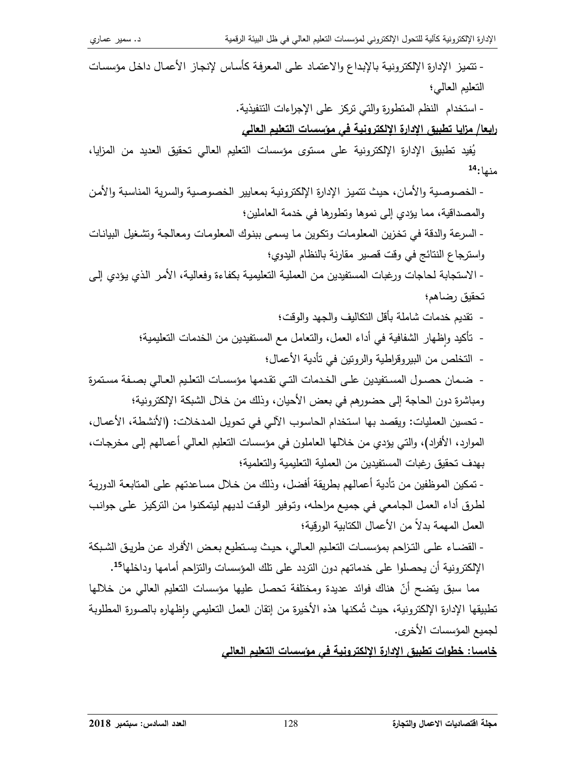- تتميز الإدارة الإلكترونية بالإبداع والاعتماد على المعرفة كأساس لإنجاز الأعمال داخل مؤسسات التعليم العالي؛

- استخدام النظم المتطورة والتي تركز على الإجراءات التنفيذية.

**رابعا/ مزايا تطبيق الإدارة الإلكترونية في مؤسسات التعليم العالي**

يُفيد تطبيق الإدارة الإلكترونية على مستوى مؤسسات التعليم العالي تحقيق العديد من المزايا، منها:[14]

- الخصوصية والأمان، حيث تتميز الإدارة الإلكترونية بمعايير الخصوصية والسرية المناسبة والأمن والمصداقية، مما يؤدي إلى نموها وتطورها في خدمة العاملين؛

- السرعة والدقة في تخزين المعلومات وتكوين ما يسمى ببنوك المعلومات ومعالجة وتشغيل البيانات واسترجاع النتائج في وقت قصير مقارنة بالنظام اليدوي؛

- الاستجابة لحاجات ورغبات المستفيدين من العملية التعليمية بكفاءة وفعالية، الأمر الذي يؤدي إلى تحقيق رضاهم؛

- تقديم خدمات شاملة بأقل التكاليف والجهد والوقت؛

- تأكيد وإظهار الشفافية في أداء العمل، والتعامل مع المستفيدين من الخدمات التعليمية؛

- التخلص من البيروقراطية والروتين في تأدية الأعمال؛

- ضمان حصول المستفيدين على الخدمات التي تقدمها مؤسسات التعليم العالي بصفة مستمرة ومباشرة دون الحاجة إلى حضورهم في بعض الأحيان، وذلك من خلال الشبكة الإلكترونية؛

- تحسين العمليات: ويقصد بها استخدام الحاسوب الآلي في تحويل المدخلات: (الأنشطة، الأعمال، الموارد، الأفراد)، والتي يؤدي من خلالها العاملون في مؤسسات التعليم العالي أعمالهم إلى مخرجات، بهدف تحقيق رغبات المستفيدين من العملية التعليمية والتعلمية؛

- تمكين الموظفين من تأدية أعمالهم بطريقة أفضل، وذلك من خلال مساعدتهم على المتابعة الدورية لطرق أداء العمل الجامعي في جميع مراحله، وتوفير الوقت لديهم ليتمكنوا من التركيز على جوانب العمل المهمة بدلاً من الأعمال الكتابية الورقية؛

- القضاء على التزاحم بمؤسسات التعليم العالي، حيث يستطيع بعض الأفراد عن طريق الشبكة الإلكترونية أن يحصلوا على خدماتهم دون التردد على تلك المؤسسات والتزاحم أمامها وداخلها[15].

مما سبق يتضح أنّ هناك فوائد عديدة ومختلفة تحصل عليها مؤسسات التعليم العالي من خلالها تطبيقها الإدارة الإلكترونية، حيث تُمكنها هذه الأخيرة من إتقان العمل التعليمي وإظهاره بالصورة المطلوبة لجميع المؤسسات الأخرى.

**خامسا: خطوات تطبيق الإدارة الإلكترونية في مؤسسات التعليم العالي**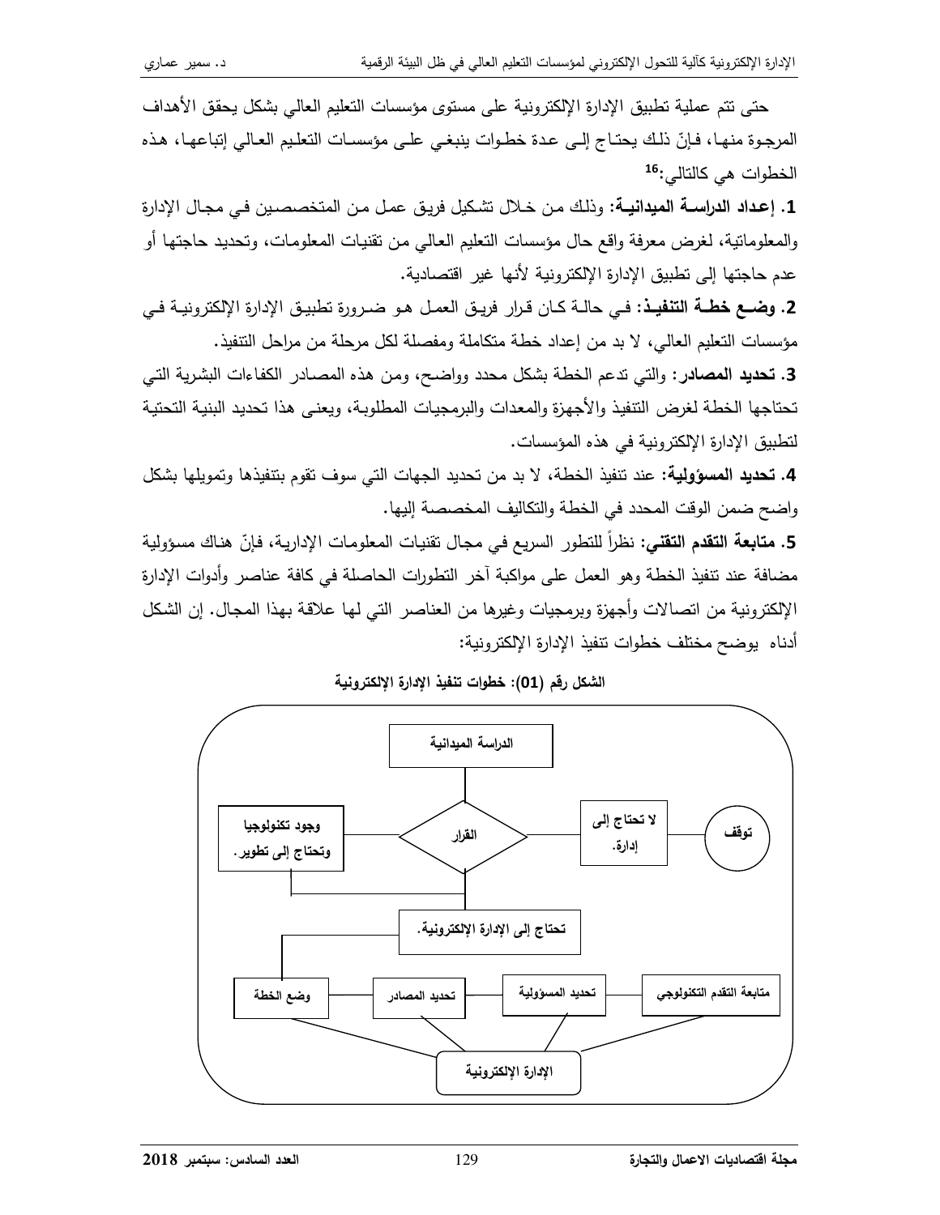حتى تتم عملية تطبيق الإدارة الإلكترونية على مستوى مؤسسات التعليم العالي بشكل يحقق الأهداف المرجوة منها، فإنّ ذلك يحتاج إلى عدة خطوات ينبغي على مؤسسات التعليم العالي إتباعها، هذه الخطوات هي كالتالي:[16]

**1. إعداد الدراسة الميدانية:** وذلك من خلال تشكيل فريق عمل من المتخصصين في مجال الإدارة والمعلوماتية، لغرض معرفة واقع حال مؤسسات التعليم العالي من تقنيات المعلومات، وتحديد حاجتها أو عدم حاجتها إلى تطبيق الإدارة الإلكترونية لأنها غير اقتصادية.

**2. وضع خطة التنفيذ:** في حالة كان قرار فريق العمل هو ضرورة تطبيق الإدارة الإلكترونية في مؤسسات التعليم العالي، لا بد من إعداد خطة متكاملة ومفصلة لكل مرحلة من مراحل التنفيذ.

**3. تحديد المصادر:** والتي تدعم الخطة بشكل محدد وواضح، ومن هذه المصادر الكفاءات البشرية التي تحتاجها الخطة لغرض التنفيذ والأجهزة والمعدات والبرمجيات المطلوبة، ويعنى هذا تحديد البنية التحتية لتطبيق الإدارة الإلكترونية في هذه المؤسسات.

**4. تحديد المسؤولية:** عند تنفيذ الخطة، لا بد من تحديد الجهات التي سوف تقوم بتنفيذها وتمويلها بشكل واضح ضمن الوقت المحدد في الخطة والتكاليف المخصصة إليها.

**5. متابعة التقدم التقني:** نظراً للتطور السريع في مجال تقنيات المعلومات الإدارية، فإنّ هناك مسؤولية مضافة عند تنفيذ الخطة وهو العمل على مواكبة آخر التطورات الحاصلة في كافة عناصر وأدوات الإدارة الإلكترونية من اتصالات وأجهزة وبرمجيات وغيرها من العناصر التي لها علاقة بهذا المجال. إن الشكل أدناه يوضح مختلف خطوات تنفيذ الإدارة الإلكترونية:

**الشكل رقم (01): خطوات تنفيذ الإدارة الإلكترونية**

الدراسة الميدانية ← القرار

- وجود تكنولوجيا وتحتاج إلى تطوير.
- لا تحتاج إلى إدارة. ← توقف
- تحتاج إلى الإدارة الإلكترونية.

وضع الخطة — تحديد المصادر — تحديد المسؤولية — متابعة التقدم التكنولوجي

الإدارة الإلكترونية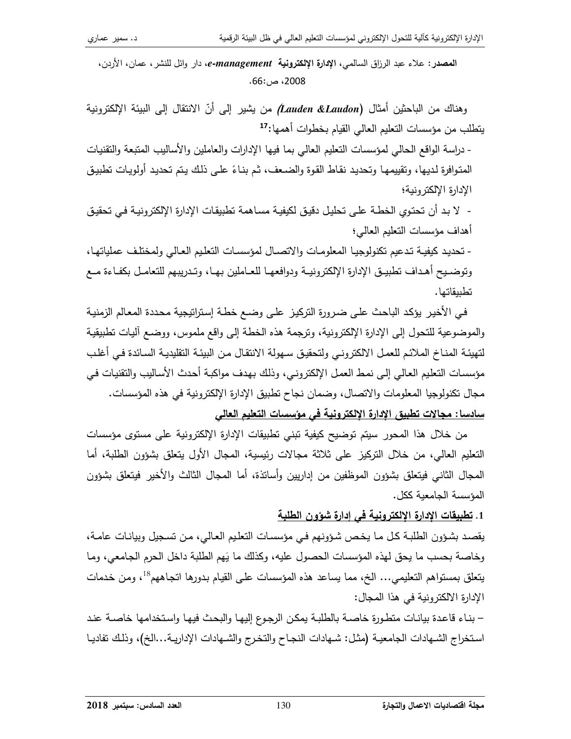**المصدر:** علاء عبد الرزاق السالمي، **الإدارة الإلكترونية** ***e-management***، دار وائل للنشر، عمان، الأردن، 2008، ص:66.

وهناك من الباحثين أمثال (***Lauden &Laudon***) من يشير إلى أنّ الانتقال إلى البيئة الإلكترونية يتطلب من مؤسسات التعليم العالي القيام بخطوات أهمها:[17]

- دراسة الواقع الحالي لمؤسسات التعليم العالي بما فيها الإدارات والعاملين والأساليب المتبعة والتقنيات المتوافرة لديها، وتقييمها وتحديد نقاط القوة والضعف، ثم بناءً على ذلك يتم تحديد أولويات تطبيق الإدارة الإلكترونية؛
- لا بد أن تحتوي الخطة على تحليل دقيق لكيفية مساهمة تطبيقات الإدارة الإلكترونية في تحقيق أهداف مؤسسات التعليم العالي؛
- تحديد كيفية تدعيم تكنولوجيا المعلومات والاتصال لمؤسسات التعليم العالي ولمختلف عملياتها، وتوضيح أهداف تطبيق الإدارة الإلكترونية ودوافعها للعاملين بها، وتدريبهم للتعامل بكفاءة مع تطبيقاتها.

في الأخير يؤكد الباحث على ضرورة التركيز على وضع خطة إستراتيجية محددة المعالم الزمنية والموضوعية للتحول إلى الإدارة الإلكترونية، وترجمة هذه الخطة إلى واقع ملموس، ووضع آليات تطبيقية لتهيئة المناخ الملائم للعمل الالكتروني ولتحقيق سهولة الانتقال من البيئة التقليدية السائدة في أغلب مؤسسات التعليم العالي إلى نمط العمل الإلكتروني، وذلك بهدف مواكبة أحدث الأساليب والتقنيات في مجال تكنولوجيا المعلومات والاتصال، وضمان نجاح تطبيق الإدارة الإلكترونية في هذه المؤسسات.

## سادسا: مجالات تطبيق الإدارة الإلكترونية في مؤسسات التعليم العالي

من خلال هذا المحور سيتم توضيح كيفية تبني تطبيقات الإدارة الإلكترونية على مستوى مؤسسات التعليم العالي، من خلال التركيز على ثلاثة مجالات رئيسية، المجال الأول يتعلق بشؤون الطلبة، أما المجال الثاني فيتعلق بشؤون الموظفين من إداريين وأساتذة، أما المجال الثالث والأخير فيتعلق بشؤون المؤسسة الجامعية ككل.

### 1. تطبيقات الإدارة الإلكترونية في إدارة شؤون الطلبة

يقصد بشؤون الطلبة كل ما يخص شؤونهم في مؤسسات التعليم العالي، من تسجيل وبيانات عامة، وخاصة بحسب ما يحق لهذه المؤسسات الحصول عليه، وكذلك ما يَهم الطلبة داخل الحرم الجامعي، وما يتعلق بمستواهم التعليمي... الخ، مما يساعد هذه المؤسسات على القيام بدورها اتجاههم[18]، ومن خدمات الإدارة الالكترونية في هذا المجال:

– بناء قاعدة بيانات متطورة خاصة بالطلبة يمكن الرجوع إليها والبحث فيها واستخدامها خاصة عند استخراج الشهادات الجامعية (مثل: شهادات النجاح والتخرج والشهادات الإدارية...الخ)، وذلك تفاديا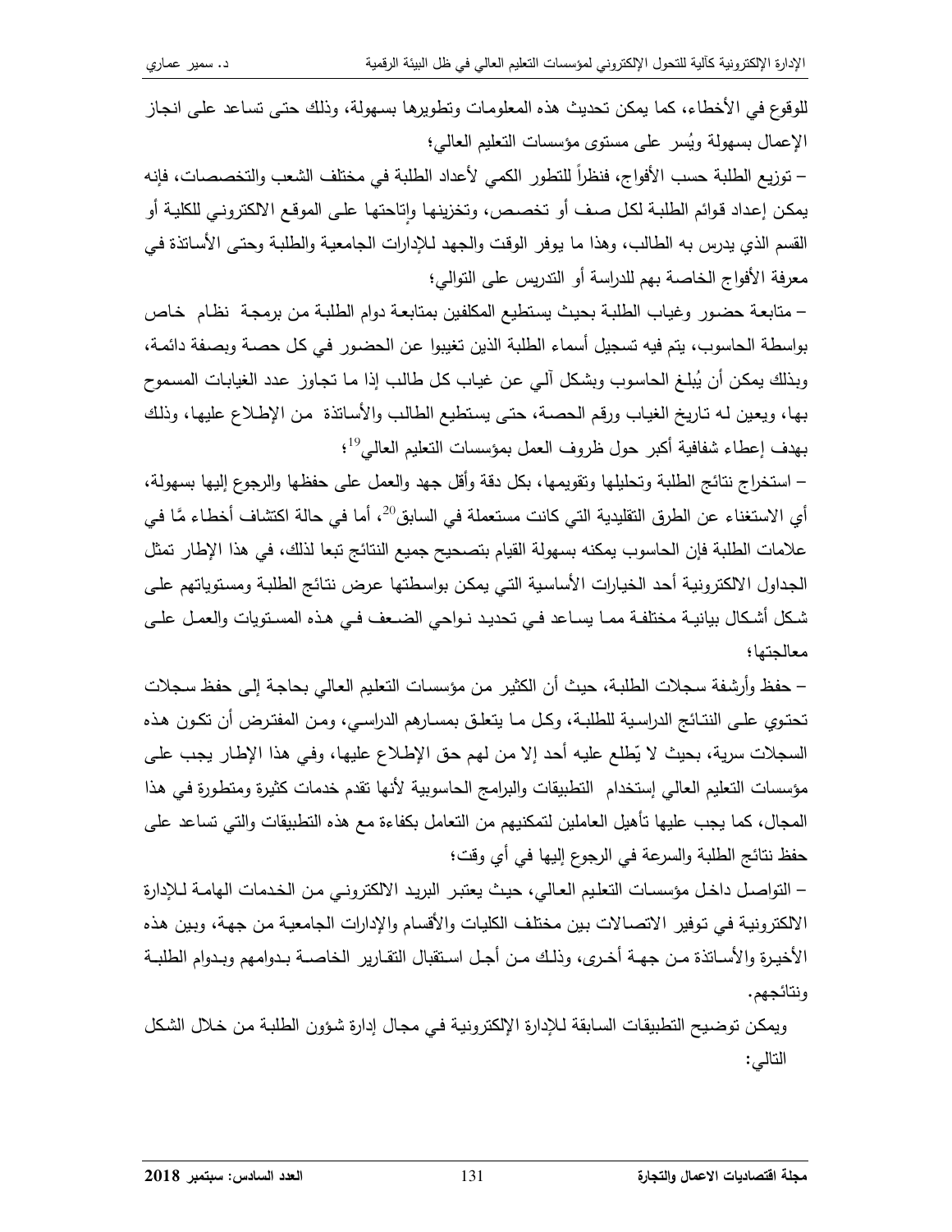للوقوع في الأخطاء، كما يمكن تحديث هذه المعلومات وتطويرها بسهولة، وذلك حتى تساعد على انجاز الإعمال بسهولة ويُسر على مستوى مؤسسات التعليم العالي؛

– توزيع الطلبة حسب الأفواج، فنظراً للتطور الكمي لأعداد الطلبة في مختلف الشعب والتخصصات، فإنه يمكن إعداد قوائم الطلبة لكل صف أو تخصص، وتخزينها وإتاحتها على الموقع الالكتروني للكلية أو القسم الذي يدرس به الطالب، وهذا ما يوفر الوقت والجهد للإدارات الجامعية والطلبة وحتى الأساتذة في معرفة الأفواج الخاصة بهم للدراسة أو التدريس على التوالي؛

– متابعة حضور وغياب الطلبة بحيث يستطيع المكلفين بمتابعة دوام الطلبة من برمجة نظام خاص بواسطة الحاسوب، يتم فيه تسجيل أسماء الطلبة الذين تغيبوا عن الحضور في كل حصة وبصفة دائمة، وبذلك يمكن أن يُبلغ الحاسوب وبشكل آلي عن غياب كل طالب إذا ما تجاوز عدد الغيابات المسموح بها، ويعين له تاريخ الغياب ورقم الحصة، حتى يستطيع الطالب والأساتذة من الإطلاع عليها، وذلك بهدف إعطاء شفافية أكبر حول ظروف العمل بمؤسسات التعليم العالي[19]؛

– استخراج نتائج الطلبة وتحليلها وتقويمها، بكل دقة وأقل جهد والعمل على حفظها والرجوع إليها بسهولة، أي الاستغناء عن الطرق التقليدية التي كانت مستعملة في السابق[20]، أما في حالة اكتشاف أخطاء مًا في علامات الطلبة فإن الحاسوب يمكنه بسهولة القيام بتصحيح جميع النتائج تبعا لذلك، في هذا الإطار تمثل الجداول الالكترونية أحد الخيارات الأساسية التي يمكن بواسطتها عرض نتائج الطلبة ومستوياتهم على شكل أشكال بيانية مختلفة مما يساعد في تحديد نواحي الضعف في هذه المستويات والعمل على معالجتها؛

– حفظ وأرشفة سجلات الطلبة، حيث أن الكثير من مؤسسات التعليم العالي بحاجة إلى حفظ سجلات تحتوي على النتائج الدراسية للطلبة، وكل ما يتعلق بمسارهم الدراسي، ومن المفترض أن تكون هذه السجلات سرية، بحيث لا يّطلع عليه أحد إلا من لهم حق الإطلاع عليها، وفي هذا الإطار يجب على مؤسسات التعليم العالي إستخدام التطبيقات والبرامج الحاسوبية لأنها تقدم خدمات كثيرة ومتطورة في هذا المجال، كما يجب عليها تأهيل العاملين لتمكينهم من التعامل بكفاءة مع هذه التطبيقات والتي تساعد على حفظ نتائج الطلبة والسرعة في الرجوع إليها في أي وقت؛

– التواصل داخل مؤسسات التعليم العالي، حيث يعتبر البريد الالكتروني من الخدمات الهامة للإدارة الالكترونية في توفير الاتصالات بين مختلف الكليات والأقسام والإدارات الجامعية من جهة، وبين هذه الأخيرة والأساتذة من جهة أخرى، وذلك من أجل استقبال التقارير الخاصة بدوامهم وبدوام الطلبة ونتائجهم.

ويمكن توضيح التطبيقات السابقة للإدارة الإلكترونية في مجال إدارة شؤون الطلبة من خلال الشكل التالي: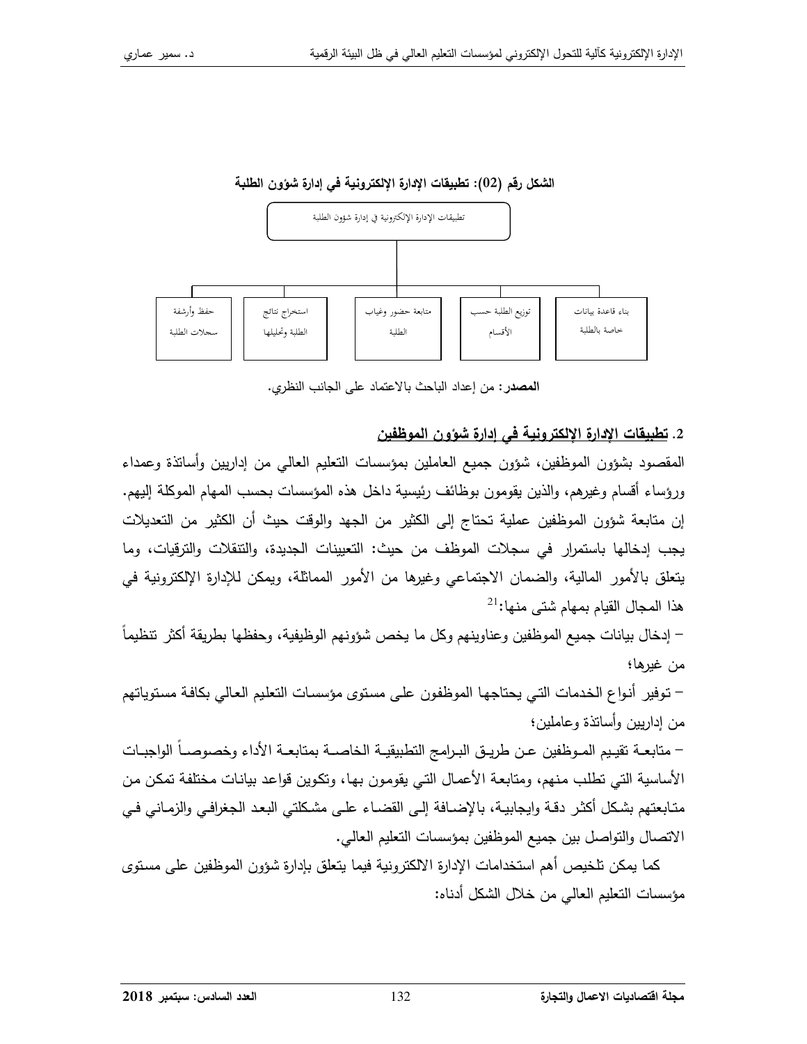**الشكل رقم (02): تطبيقات الإدارة الإلكترونية في إدارة شؤون الطلبة**

تطبيقات الإدارة الإلكترونية في إدارة شؤون الطلبة

- بناء قاعدة بيانات خاصة بالطلبة
- توزيع الطلبة حسب الأقسام
- متابعة حضور وغياب الطلبة
- استخراج نتائج الطلبة وتحليلها
- حفظ وأرشفة سجلات الطلبة

**المصدر:** من إعداد الباحث بالاعتماد على الجانب النظري.

## 2. تطبيقات الإدارة الإلكترونية في إدارة شؤون الموظفين

المقصود بشؤون الموظفين، شؤون جميع العاملين بمؤسسات التعليم العالي من إداريين وأساتذة وعمداء ورؤساء أقسام وغيرهم، والذين يقومون بوظائف رئيسية داخل هذه المؤسسات بحسب المهام الموكلة إليهم. إن متابعة شؤون الموظفين عملية تحتاج إلى الكثير من الجهد والوقت حيث أن الكثير من التعديلات يجب إدخالها باستمرار في سجلات الموظف من حيث: التعيينات الجديدة، والتنقلات والترقيات، وما يتعلق بالأمور المالية، والضمان الاجتماعي وغيرها من الأمور المماثلة، ويمكن للإدارة الإلكترونية في هذا المجال القيام بمهام شتى منها:[21]

– إدخال بيانات جميع الموظفين وعناوينهم وكل ما يخص شؤونهم الوظيفية، وحفظها بطريقة أكثر تنظيماً من غيرها؛

– توفير أنواع الخدمات التي يحتاجها الموظفون على مستوى مؤسسات التعليم العالي بكافة مستوياتهم من إداريين وأساتذة وعاملين؛

– متابعة تقييم الموظفين عن طريق البرامج التطبيقية الخاصة بمتابعة الأداء وخصوصاً الواجبات الأساسية التي تطلب منهم، ومتابعة الأعمال التي يقومون بها، وتكوين قواعد بيانات مختلفة تمكن من متابعتهم بشكل أكثر دقة وايجابية، بالإضافة إلى القضاء على مشكلتي البعد الجغرافي والزماني في الاتصال والتواصل بين جميع الموظفين بمؤسسات التعليم العالي.

كما يمكن تلخيص أهم استخدامات الإدارة الالكترونية فيما يتعلق بإدارة شؤون الموظفين على مستوى مؤسسات التعليم العالي من خلال الشكل أدناه: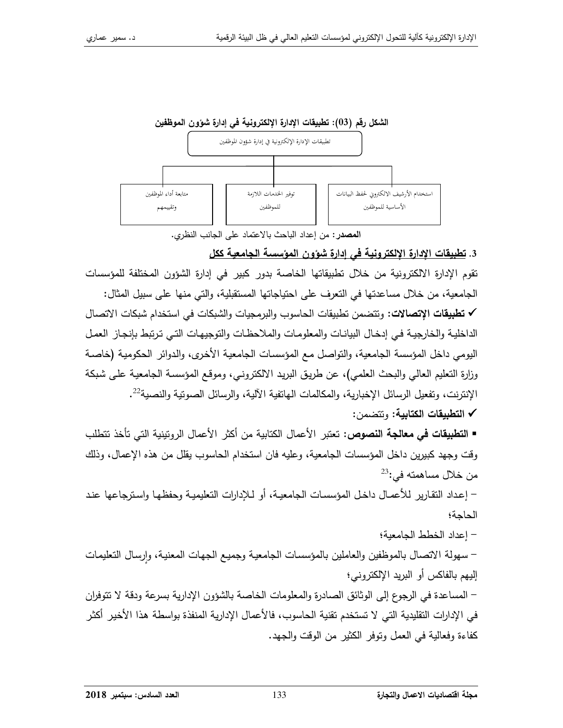**الشكل رقم (03): تطبيقات الإدارة الإلكترونية في إدارة شؤون الموظفين**

تطبيقات الإدارة الإلكترونية في إدارة شؤون الموظفين

- استخدام الأرشيف الالكتروني لحفظ البيانات الأساسية للموظفين
- توفير الخدمات اللازمة للموظفين
- متابعة أداء الموظفين وتقييمهم

**المصدر:** من إعداد الباحث بالاعتماد على الجانب النظري.

### 3. تطبيقات الإدارة الإلكترونية في إدارة شؤون المؤسسة الجامعية ككل

تقوم الإدارة الالكترونية من خلال تطبيقاتها الخاصة بدور كبير في إدارة الشؤون المختلفة للمؤسسات الجامعية، من خلال مساعدتها في التعرف على احتياجاتها المستقبلية، والتي منها على سبيل المثال:

✓ **تطبيقات الإتصالات:** وتتضمن تطبيقات الحاسوب والبرمجيات والشبكات في استخدام شبكات الاتصال الداخلية والخارجية في إدخال البيانات والمعلومات والملاحظات والتوجيهات التي ترتبط بإنجاز العمل اليومي داخل المؤسسة الجامعية، والتواصل مع المؤسسات الجامعية الأخرى، والدوائر الحكومية (خاصة وزارة التعليم العالي والبحث العلمي)، عن طريق البريد الالكتروني، وموقع المؤسسة الجامعية على شبكة الإنترنت، وتفعيل الرسائل الإخبارية، والمكالمات الهاتفية الآلية، والرسائل الصوتية والنصية[22].

✓ **التطبيقات الكتابية:** وتتضمن:

▪ **التطبيقات في معالجة النصوص:** تعتبر الأعمال الكتابية من أكثر الأعمال الروتينية التي تأخذ تتطلب وقت وجهد كبيرين داخل المؤسسات الجامعية، وعليه فان استخدام الحاسوب يقلل من هذه الإعمال، وذلك من خلال مساهمته في:[23]

– إعداد التقارير للأعمال داخل المؤسسات الجامعية، أو للإدارات التعليمية وحفظها واسترجاعها عند الحاجة؛

– إعداد الخطط الجامعية؛

– سهولة الاتصال بالموظفين والعاملين بالمؤسسات الجامعية وجميع الجهات المعنية، وإرسال التعليمات إليهم بالفاكس أو البريد الإلكتروني؛

– المساعدة في الرجوع إلى الوثائق الصادرة والمعلومات الخاصة بالشؤون الإدارية بسرعة ودقة لا تتوفران في الإدارات التقليدية التي لا تستخدم تقنية الحاسوب، فالأعمال الإدارية المنفذة بواسطة هذا الأخير أكثر كفاءة وفعالية في العمل وتوفر الكثير من الوقت والجهد.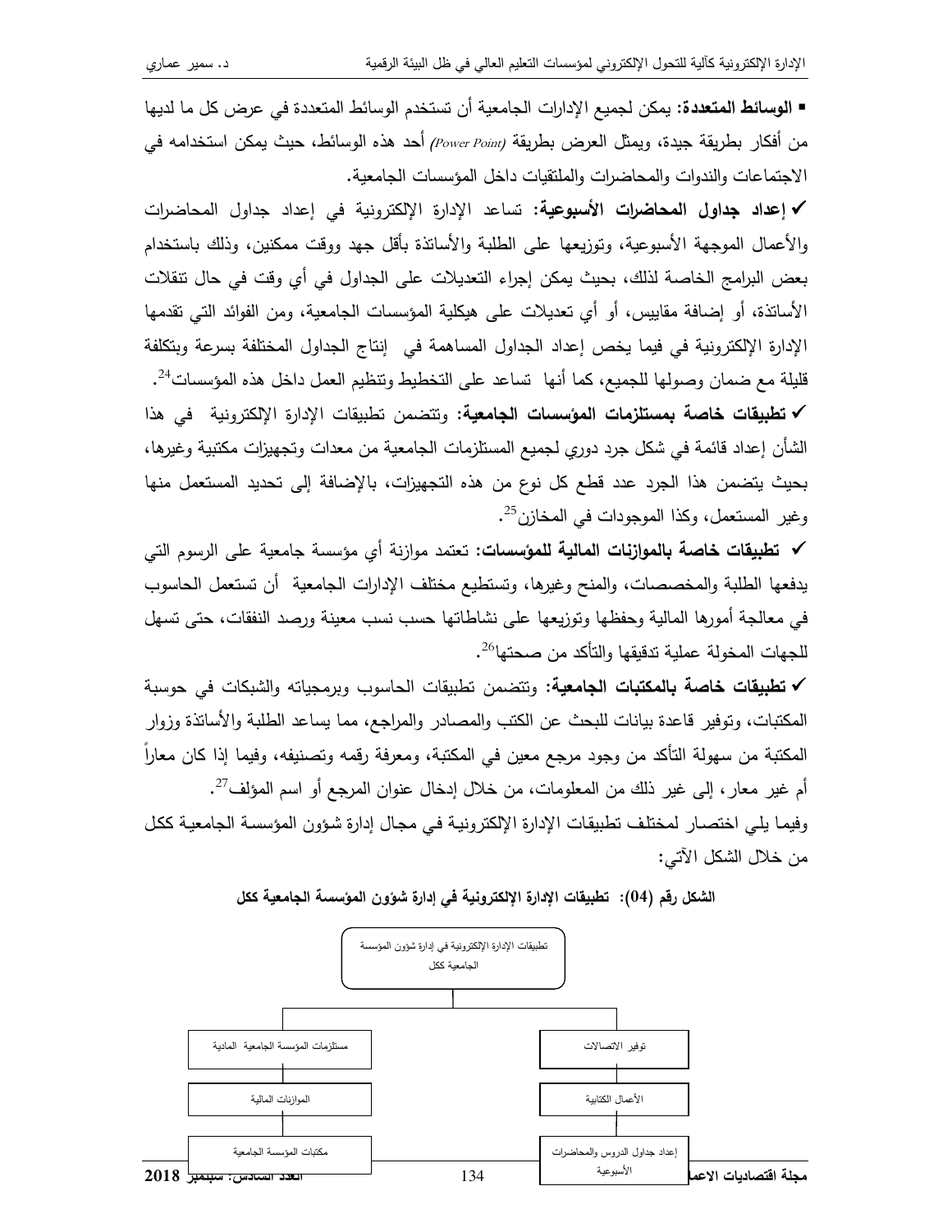▪ **الوسائط المتعددة:** يمكن لجميع الإدارات الجامعية أن تستخدم الوسائط المتعددة في عرض كل ما لديها من أفكار بطريقة جيدة، ويمثل العرض بطريقة *(Power Point)* أحد هذه الوسائط، حيث يمكن استخدامه في الاجتماعات والندوات والمحاضرات والملتقيات داخل المؤسسات الجامعية.

✓ **إعداد جداول المحاضرات الأسبوعية:** تساعد الإدارة الإلكترونية في إعداد جداول المحاضرات والأعمال الموجهة الأسبوعية، وتوزيعها على الطلبة والأساتذة بأقل جهد ووقت ممكنين، وذلك باستخدام بعض البرامج الخاصة لذلك، بحيث يمكن إجراء التعديلات على الجداول في أي وقت في حال تنقلات الأساتذة، أو إضافة مقاييس، أو أي تعديلات على هيكلية المؤسسات الجامعية، ومن الفوائد التي تقدمها الإدارة الإلكترونية في فيما يخص إعداد الجداول المساهمة في إنتاج الجداول المختلفة بسرعة وبتكلفة قليلة مع ضمان وصولها للجميع، كما أنها تساعد على التخطيط وتنظيم العمل داخل هذه المؤسسات[24].

✓ **تطبيقات خاصة بمستلزمات المؤسسات الجامعية:** وتتضمن تطبيقات الإدارة الإلكترونية في هذا الشأن إعداد قائمة في شكل جرد دوري لجميع المستلزمات الجامعية من معدات وتجهيزات مكتبية وغيرها، بحيث يتضمن هذا الجرد عدد قطع كل نوع من هذه التجهيزات، بالإضافة إلى تحديد المستعمل منها وغير المستعمل، وكذا الموجودات في المخازن[25].

✓ **تطبيقات خاصة بالموازنات المالية للمؤسسات:** تعتمد موازنة أي مؤسسة جامعية على الرسوم التي يدفعها الطلبة والمخصصات، والمنح وغيرها، وتستطيع مختلف الإدارات الجامعية أن تستعمل الحاسوب في معالجة أمورها المالية وحفظها وتوزيعها على نشاطاتها حسب نسب معينة ورصد النفقات، حتى تسهل للجهات المخولة عملية تدقيقها والتأكد من صحتها[26].

✓ **تطبيقات خاصة بالمكتبات الجامعية:** وتتضمن تطبيقات الحاسوب وبرمجياته والشبكات في حوسبة المكتبات، وتوفير قاعدة بيانات للبحث عن الكتب والمصادر والمراجع، مما يساعد الطلبة والأساتذة وزوار المكتبة من سهولة التأكد من وجود مرجع معين في المكتبة، ومعرفة رقمه وتصنيفه، وفيما إذا كان معاراً أم غير معار، إلى غير ذلك من المعلومات، من خلال إدخال عنوان المرجع أو اسم المؤلف[27].

وفيما يلي اختصار لمختلف تطبيقات الإدارة الإلكترونية في مجال إدارة شؤون المؤسسة الجامعية ككل من خلال الشكل الآتي:

**الشكل رقم (04): تطبيقات الإدارة الإلكترونية في إدارة شؤون المؤسسة الجامعية ككل**

- تطبيقات الإدارة الإلكترونية في إدارة شؤون المؤسسة الجامعية ككل
  - توفير الاتصالات
  - الأعمال الكتابية
  - إعداد جداول الدروس والمحاضرات الأسبوعية
  - مستلزمات المؤسسة الجامعية المادية
  - الموازنات المالية
  - مكتبات المؤسسة الجامعية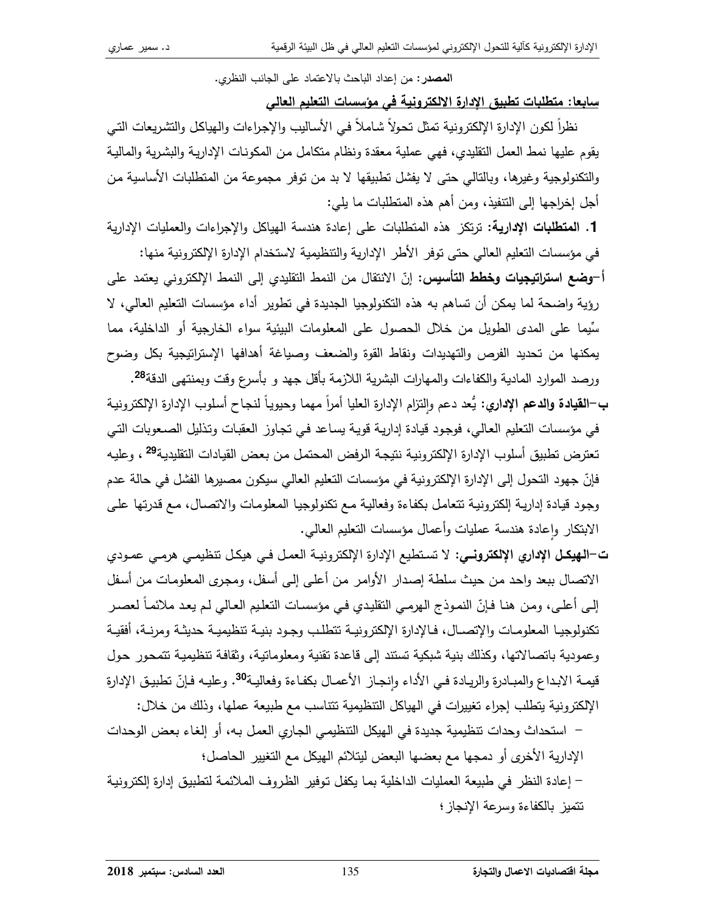**المصدر:** من إعداد الباحث بالاعتماد على الجانب النظري.

## سابعا: متطلبات تطبيق الإدارة الالكترونية في مؤسسات التعليم العالي

نظراً لكون الإدارة الإلكترونية تمثل تحولاً شاملاً في الأساليب والإجراءات والهياكل والتشريعات التي يقوم عليها نمط العمل التقليدي، فهي عملية معقدة ونظام متكامل من المكونات الإدارية والبشرية والمالية والتكنولوجية وغيرها، وبالتالي حتى لا يفشل تطبيقها لا بد من توفر مجموعة من المتطلبات الأساسية من أجل إخراجها إلى التنفيذ، ومن أهم هذه المتطلبات ما يلي:

**1. المتطلبات الإدارية:** ترتكز هذه المتطلبات على إعادة هندسة الهياكل والإجراءات والعمليات الإدارية في مؤسسات التعليم العالي حتى توفر الأطر الإدارية والتنظيمية لاستخدام الإدارة الإلكترونية منها:

**أ–وضع استراتيجيات وخطط التأسيس:** إنّ الانتقال من النمط التقليدي إلى النمط الإلكتروني يعتمد على رؤية واضحة لما يمكن أن تساهم به هذه التكنولوجيا الجديدة في تطوير أداء مؤسسات التعليم العالي، لا سيِّما على المدى الطويل من خلال الحصول على المعلومات البيئية سواء الخارجية أو الداخلية، مما يمكنها من تحديد الفرص والتهديدات ونقاط القوة والضعف وصياغة أهدافها الإستراتيجية بكل وضوح ورصد الموارد المادية والكفاءات والمهارات البشرية اللازمة بأقل جهد و بأسرع وقت وبمنتهى الدقة[28].

**ب–القيادة والدعم الإداري:** يُعد دعم والتزام الإدارة العليا أمراً مهما وحيوياً لنجاح أسلوب الإدارة الإلكترونية في مؤسسات التعليم العالي، فوجود قيادة إدارية قوية يساعد في تجاوز العقبات وتذليل الصعوبات التي تعترض تطبيق أسلوب الإدارة الإلكترونية نتيجة الرفض المحتمل من بعض القيادات التقليدية[29] ، وعليه فإنّ جهود التحول إلى الإدارة الإلكترونية في مؤسسات التعليم العالي سيكون مصيرها الفشل في حالة عدم وجود قيادة إدارية إلكترونية تتعامل بكفاءة وفعالية مع تكنولوجيا المعلومات والاتصال، مع قدرتها على الابتكار وإعادة هندسة عمليات وأعمال مؤسسات التعليم العالي.

**ت–الهيكل الإداري الإلكتروني:** لا تستطيع الإدارة الإلكترونية العمل في هيكل تنظيمي هرمي عمودي الاتصال ببعد واحد من حيث سلطة إصدار الأوامر من أعلى إلى أسفل، ومجرى المعلومات من أسفل إلى أعلى، ومن هنا فإنّ النموذج الهرمي التقليدي في مؤسسات التعليم العالي لم يعد ملائماً لعصر تكنولوجيا المعلومات والإتصال، فالإدارة الإلكترونية تتطلب وجود بنية تنظيمية حديثة ومرنة، أفقية وعمودية باتصالاتها، وكذلك بنية شبكية تستند إلى قاعدة تقنية ومعلوماتية، وثقافة تنظيمية تتمحور حول قيمة الابداع والمبادرة والريادة في الأداء وإنجاز الأعمال بكفاءة وفعالية[30]. وعليه فإنّ تطبيق الإدارة الإلكترونية يتطلب إجراء تغييرات في الهياكل التنظيمية تتناسب مع طبيعة عملها، وذلك من خلال:

– استحداث وحدات تنظيمية جديدة في الهيكل التنظيمي الجاري العمل به، أو إلغاء بعض الوحدات الإدارية الأخرى أو دمجها مع بعضها البعض ليتلائم الهيكل مع التغيير الحاصل؛

– إعادة النظر في طبيعة العمليات الداخلية بما يكفل توفير الظروف الملائمة لتطبيق إدارة إلكترونية تتميز بالكفاءة وسرعة الإنجاز ؛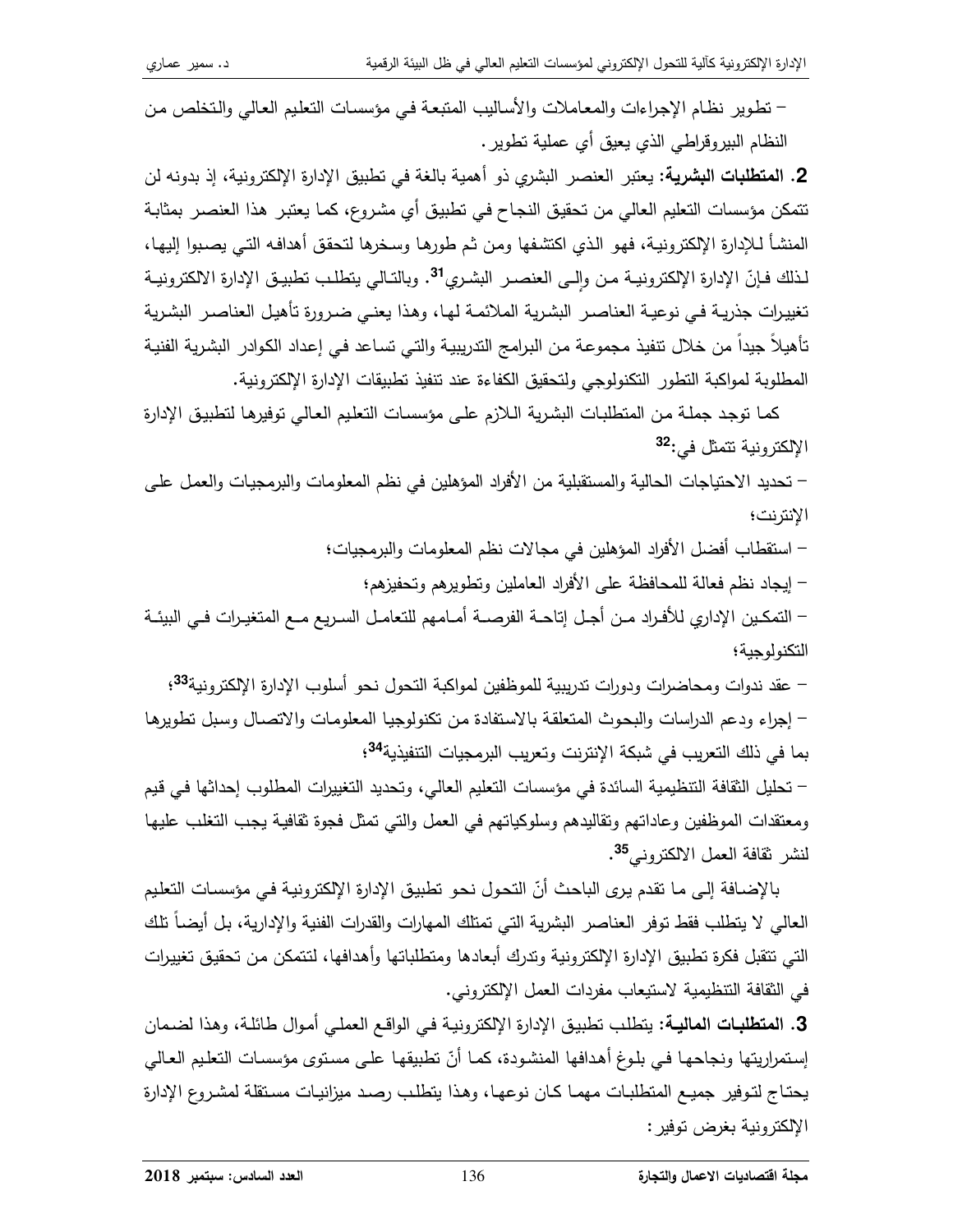– تطوير نظام الإجراءات والمعاملات والأساليب المتبعة في مؤسسات التعليم العالي والتخلص من النظام البيروقراطي الذي يعيق أي عملية تطوير.

**2. المتطلبات البشرية:** يعتبر العنصر البشري ذو أهمية بالغة في تطبيق الإدارة الإلكترونية، إذ بدونه لن تتمكن مؤسسات التعليم العالي من تحقيق النجاح في تطبيق أي مشروع، كما يعتبر هذا العنصر بمثابة المنشأ للإدارة الإلكترونية، فهو الذي اكتشفها ومن ثم طورها وسخرها لتحقق أهدافه التي يصبوا إليها، لذلك فإنّ الإدارة الإلكترونية من وإلى العنصر البشري[31]. وبالتالي يتطلب تطبيق الإدارة الالكترونية تغييرات جذرية في نوعية العناصر البشرية الملائمة لها، وهذا يعني ضرورة تأهيل العناصر البشرية تأهيلاً جيداً من خلال تنفيذ مجموعة من البرامج التدريبية والتي تساعد في إعداد الكوادر البشرية الفنية المطلوبة لمواكبة التطور التكنولوجي ولتحقيق الكفاءة عند تنفيذ تطبيقات الإدارة الإلكترونية.

كما توجد جملة من المتطلبات البشرية اللازم على مؤسسات التعليم العالي توفيرها لتطبيق الإدارة الإلكترونية تتمثل في:[32]

– تحديد الاحتياجات الحالية والمستقبلية من الأفراد المؤهلين في نظم المعلومات والبرمجيات والعمل على الإنترنت؛

– استقطاب أفضل الأفراد المؤهلين في مجالات نظم المعلومات والبرمجيات؛

– إيجاد نظم فعالة للمحافظة على الأفراد العاملين وتطويرهم وتحفيزهم؛

– التمكين الإداري للأفراد من أجل إتاحة الفرصة أمامهم للتعامل السريع مع المتغيرات في البيئة التكنولوجية؛

– عقد ندوات ومحاضرات ودورات تدريبية للموظفين لمواكبة التحول نحو أسلوب الإدارة الإلكترونية[33]؛

– إجراء ودعم الدراسات والبحوث المتعلقة بالاستفادة من تكنولوجيا المعلومات والاتصال وسبل تطويرها بما في ذلك التعريب في شبكة الإنترنت وتعريب البرمجيات التنفيذية[34]؛

– تحليل الثقافة التنظيمية السائدة في مؤسسات التعليم العالي، وتحديد التغييرات المطلوب إحداثها في قيم ومعتقدات الموظفين وعاداتهم وتقاليدهم وسلوكياتهم في العمل والتي تمثل فجوة ثقافية يجب التغلب عليها لنشر ثقافة العمل الالكتروني[35].

بالإضافة إلى ما تقدم يرى الباحث أنّ التحول نحو تطبيق الإدارة الإلكترونية في مؤسسات التعليم العالي لا يتطلب فقط توفر العناصر البشرية التي تمتلك المهارات والقدرات الفنية والإدارية، بل أيضاً تلك التي تتقبل فكرة تطبيق الإدارة الإلكترونية وتدرك أبعادها ومتطلباتها وأهدافها، لتتمكن من تحقيق تغييرات في الثقافة التنظيمية لاستيعاب مفردات العمل الإلكتروني.

**3. المتطلبات المالية:** يتطلب تطبيق الإدارة الإلكترونية في الواقع العملي أموال طائلة، وهذا لضمان إستمراريتها ونجاحها في بلوغ أهدافها المنشودة، كما أنّ تطبيقها على مستوى مؤسسات التعليم العالي يحتاج لتوفير جميع المتطلبات مهما كان نوعها، وهذا يتطلب رصد ميزانيات مستقلة لمشروع الإدارة الإلكترونية بغرض توفير: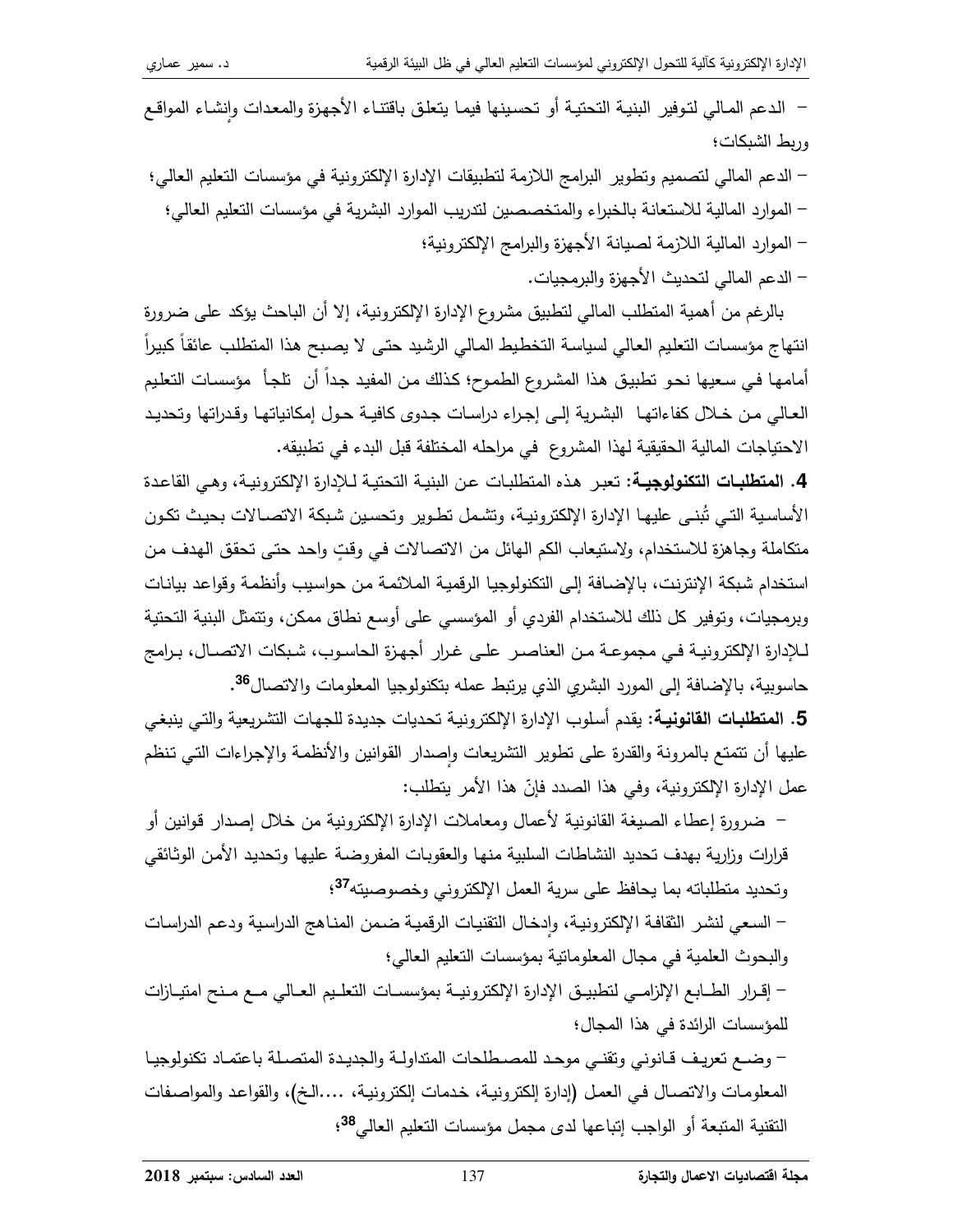– الدعم المالي لتوفير البنية التحتية أو تحسينها فيما يتعلق باقتناء الأجهزة والمعدات وإنشاء المواقع وربط الشبكات؛

– الدعم المالي لتصميم وتطوير البرامج اللازمة لتطبيقات الإدارة الإلكترونية في مؤسسات التعليم العالي؛

– الموارد المالية للاستعانة بالخبراء والمتخصصين لتدريب الموارد البشرية في مؤسسات التعليم العالي؛

– الموارد المالية اللازمة لصيانة الأجهزة والبرامج الإلكترونية؛

– الدعم المالي لتحديث الأجهزة والبرمجيات.

بالرغم من أهمية المتطلب المالي لتطبيق مشروع الإدارة الإلكترونية، إلا أن الباحث يؤكد على ضرورة انتهاج مؤسسات التعليم العالي لسياسة التخطيط المالي الرشيد حتى لا يصبح هذا المتطلب عائقاً كبيراً أمامها في سعيها نحو تطبيق هذا المشروع الطموح؛ كذلك من المفيد جداً أن تلجأ مؤسسات التعليم العالي من خلال كفاءاتها البشرية إلى إجراء دراسات جدوى كافية حول إمكانياتها وقدراتها وتحديد الاحتياجات المالية الحقيقية لهذا المشروع في مراحله المختلفة قبل البدء في تطبيقه.

**4. المتطلبات التكنولوجية:** تعبر هذه المتطلبات عن البنية التحتية للإدارة الإلكترونية، وهي القاعدة الأساسية التي تُبنى عليها الإدارة الإلكترونية، وتشمل تطوير وتحسين شبكة الاتصالات بحيث تكون متكاملة وجاهزة للاستخدام، ولاستيعاب الكم الهائل من الاتصالات في وقتٍ واحد حتى تحقق الهدف من استخدام شبكة الإنترنت، بالإضافة إلى التكنولوجيا الرقمية الملائمة من حواسيب وأنظمة وقواعد بيانات وبرمجيات، وتوفير كل ذلك للاستخدام الفردي أو المؤسسي على أوسع نطاق ممكن، وتتمثل البنية التحتية للإدارة الإلكترونية في مجموعة من العناصر على غرار أجهزة الحاسوب، شبكات الاتصال، برامج حاسوبية، بالإضافة إلى المورد البشري الذي يرتبط عمله بتكنولوجيا المعلومات والاتصال[36].

**5. المتطلبات القانونية:** يقدم أسلوب الإدارة الإلكترونية تحديات جديدة للجهات التشريعية والتي ينبغي عليها أن تتمتع بالمرونة والقدرة على تطوير التشريعات وإصدار القوانين والأنظمة والإجراءات التي تنظم عمل الإدارة الإلكترونية، وفي هذا الصدد فإنّ هذا الأمر يتطلب:

– ضرورة إعطاء الصيغة القانونية لأعمال ومعاملات الإدارة الإلكترونية من خلال إصدار قوانين أو قرارات وزارية بهدف تحديد النشاطات السلبية منها والعقوبات المفروضة عليها وتحديد الأمن الوثائقي وتحديد متطلباته بما يحافظ على سرية العمل الإلكتروني وخصوصيته[37]؛

– السعي لنشر الثقافة الإلكترونية، وإدخال التقنيات الرقمية ضمن المناهج الدراسية ودعم الدراسات والبحوث العلمية في مجال المعلوماتية بمؤسسات التعليم العالي؛

– إقرار الطابع الإلزامي لتطبيق الإدارة الإلكترونية بمؤسسات التعليم العالي مع منح امتيازات للمؤسسات الرائدة في هذا المجال؛

– وضع تعريف قانوني وتقني موحد للمصطلحات المتداولة والجديدة المتصلة باعتماد تكنولوجيا المعلومات والاتصال في العمل (إدارة إلكترونية، خدمات إلكترونية، ....الخ)، والقواعد والمواصفات التقنية المتبعة أو الواجب إتباعها لدى مجمل مؤسسات التعليم العالي[38]؛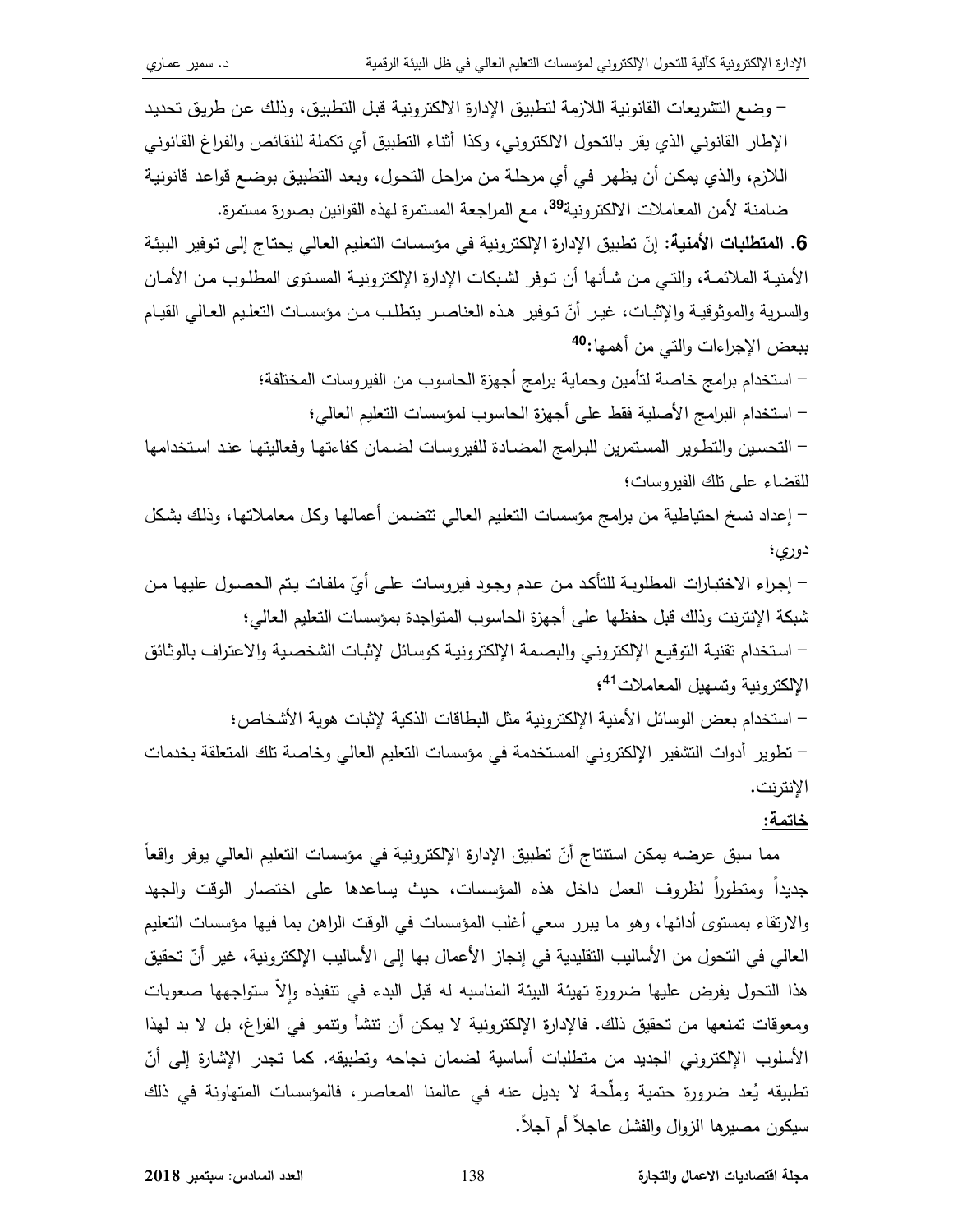– وضع التشريعات القانونية اللازمة لتطبيق الإدارة الالكترونية قبل التطبيق، وذلك عن طريق تحديد الإطار القانوني الذي يقر بالتحول الالكتروني، وكذا أثناء التطبيق أي تكملة للنقائص والفراغ القانوني اللازم، والذي يمكن أن يظهر في أي مرحلة من مراحل التحول، وبعد التطبيق بوضع قواعد قانونية ضامنة لأمن المعاملات الالكترونية[39]، مع المراجعة المستمرة لهذه القوانين بصورة مستمرة.

**6. المتطلبات الأمنية:** إنّ تطبيق الإدارة الإلكترونية في مؤسسات التعليم العالي يحتاج إلى توفير البيئة الأمنية الملائمة، والتي من شأنها أن توفر لشبكات الإدارة الإلكترونية المستوى المطلوب من الأمان والسرية والموثوقية والإثبات، غير أنّ توفير هذه العناصر يتطلب من مؤسسات التعليم العالي القيام ببعض الإجراءات والتي من أهمها:[40]

– استخدام برامج خاصة لتأمين وحماية برامج أجهزة الحاسوب من الفيروسات المختلفة؛

– استخدام البرامج الأصلية فقط على أجهزة الحاسوب لمؤسسات التعليم العالي؛

– التحسين والتطوير المستمرين للبرامج المضادة للفيروسات لضمان كفاءتها وفعاليتها عند استخدامها للقضاء على تلك الفيروسات؛

– إعداد نسخ احتياطية من برامج مؤسسات التعليم العالي تتضمن أعمالها وكل معاملاتها، وذلك بشكل دوري؛

– إجراء الاختبارات المطلوبة للتأكد من عدم وجود فيروسات على أيّ ملفات يتم الحصول عليها من شبكة الإنترنت وذلك قبل حفظها على أجهزة الحاسوب المتواجدة بمؤسسات التعليم العالي؛

– استخدام تقنية التوقيع الإلكتروني والبصمة الإلكترونية كوسائل لإثبات الشخصية والاعتراف بالوثائق الإلكترونية وتسهيل المعاملات[41]؛

– استخدام بعض الوسائل الأمنية الإلكترونية مثل البطاقات الذكية لإثبات هوية الأشخاص؛

– تطوير أدوات التشفير الإلكتروني المستخدمة في مؤسسات التعليم العالي وخاصة تلك المتعلقة بخدمات الإنترنت.

## خاتمة:

مما سبق عرضه يمكن استنتاج أنّ تطبيق الإدارة الإلكترونية في مؤسسات التعليم العالي يوفر واقعاً جديداً ومتطوراً لظروف العمل داخل هذه المؤسسات، حيث يساعدها على اختصار الوقت والجهد والارتقاء بمستوى أدائها، وهو ما يبرر سعي أغلب المؤسسات في الوقت الراهن بما فيها مؤسسات التعليم العالي في التحول من الأساليب التقليدية في إنجاز الأعمال بها إلى الأساليب الإلكترونية، غير أنّ تحقيق هذا التحول يفرض عليها ضرورة تهيئة البيئة المناسبه له قبل البدء في تنفيذه وإلاّ ستواجهها صعوبات ومعوقات تمنعها من تحقيق ذلك. فالإدارة الإلكترونية لا يمكن أن تنشأ وتنمو في الفراغ، بل لا بد لهذا الأسلوب الإلكتروني الجديد من متطلبات أساسية لضمان نجاحه وتطبيقه. كما تجدر الإشارة إلى أنّ تطبيقه يُعد ضرورة حتمية وملّحة لا بديل عنه في عالمنا المعاصر، فالمؤسسات المتهاونة في ذلك سيكون مصيرها الزوال والفشل عاجلاً أم آجلاً.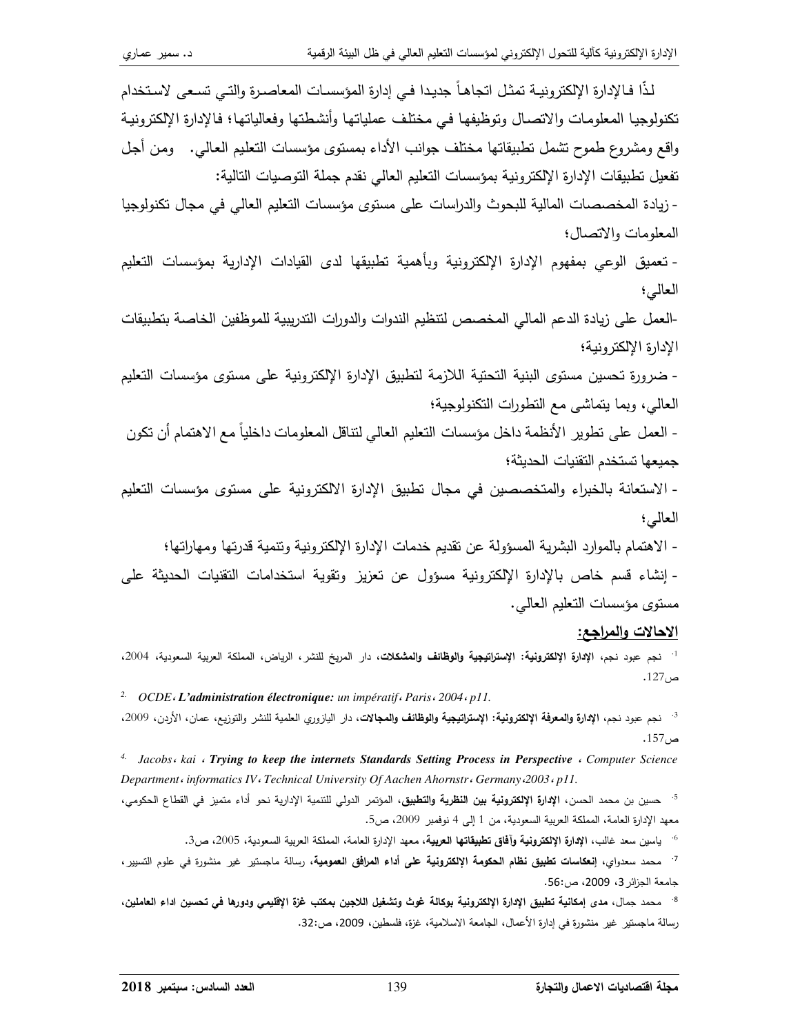لذا فالإدارة الإلكترونية تمثل اتجاهاً جديدا في إدارة المؤسسات المعاصرة والتي تسعى لاستخدام تكنولوجيا المعلومات والاتصال وتوظيفها في مختلف عملياتها وأنشطتها وفعالياتها؛ فالإدارة الإلكترونية واقع ومشروع طموح تشمل تطبيقاتها مختلف جوانب الأداء بمستوى مؤسسات التعليم العالي. ومن أجل تفعيل تطبيقات الإدارة الإلكترونية بمؤسسات التعليم العالي نقدم جملة التوصيات التالية:

- زيادة المخصصات المالية للبحوث والدراسات على مستوى مؤسسات التعليم العالي في مجال تكنولوجيا المعلومات والاتصال؛
- تعميق الوعي بمفهوم الإدارة الإلكترونية وبأهمية تطبيقها لدى القيادات الإدارية بمؤسسات التعليم العالي؛
- العمل على زيادة الدعم المالي المخصص لتنظيم الندوات والدورات التدريبية للموظفين الخاصة بتطبيقات الإدارة الإلكترونية؛
- ضرورة تحسين مستوى البنية التحتية اللازمة لتطبيق الإدارة الإلكترونية على مستوى مؤسسات التعليم العالي، وبما يتماشى مع التطورات التكنولوجية؛
- العمل على تطوير الأنظمة داخل مؤسسات التعليم العالي لتناقل المعلومات داخلياً مع الاهتمام أن تكون جميعها تستخدم التقنيات الحديثة؛
- الاستعانة بالخبراء والمتخصصين في مجال تطبيق الإدارة الالكترونية على مستوى مؤسسات التعليم العالي؛
- الاهتمام بالموارد البشرية المسؤولة عن تقديم خدمات الإدارة الإلكترونية وتنمية قدرتها ومهاراتها؛
- إنشاء قسم خاص بالإدارة الإلكترونية مسؤول عن تعزيز وتقوية استخدامات التقنيات الحديثة على مستوى مؤسسات التعليم العالي.

## الاحالات والمراجع:

[1] نجم عبود نجم، **الإدارة الإلكترونية: الإستراتيجية والوظائف والمشكلات**، دار المريخ للنشر، الرياض، المملكة العربية السعودية، 2004، ص127.

[2] *OCDE، **L'administration électronique:** un impératif، Paris، 2004، p11.*

[3] نجم عبود نجم، **الإدارة والمعرفة الإلكترونية: الإستراتيجية والوظائف والمجالات**، دار اليازوري العلمية للنشر والتوزيع، عمان، الأردن، 2009، ص157.

[4] *Jacobs، kai ، **Trying to keep the internets Standards Setting Process in Perspective** ، Computer Science Department، informatics IV، Technical University Of Aachen Ahornstr، Germany،2003، p11.*

[5] حسين بن محمد الحسن، **الإدارة الإلكترونية بين النظرية والتطبيق**، المؤتمر الدولي للتنمية الإدارية نحو أداء متميز في القطاع الحكومي، معهد الإدارة العامة، المملكة العربية السعودية، من 1 إلى 4 نوفمبر 2009، ص5.

[6] ياسين سعد غالب، **الإدارة الإلكترونية وآفاق تطبيقاتها العربية**، معهد الإدارة العامة، المملكة العربية السعودية، 2005، ص3.

[7] محمد سعدواي، **إنعكاسات تطبيق نظام الحكومة الإلكترونية على أداء المرافق العمومية**، رسالة ماجستير غير منشورة في علوم التسيير، جامعة الجزائر3، 2009، ص:56.

[8] محمد جمال، **مدى إمكانية تطبيق الإدارة الإلكترونية بوكالة غوث وتشغيل اللاجين بمكتب غزة الإقليمي ودورها في تحسين اداء العاملين**، رسالة ماجستير غير منشورة في إدارة الأعمال، الجامعة الاسلامية، غزة، فلسطين، 2009، ص:32.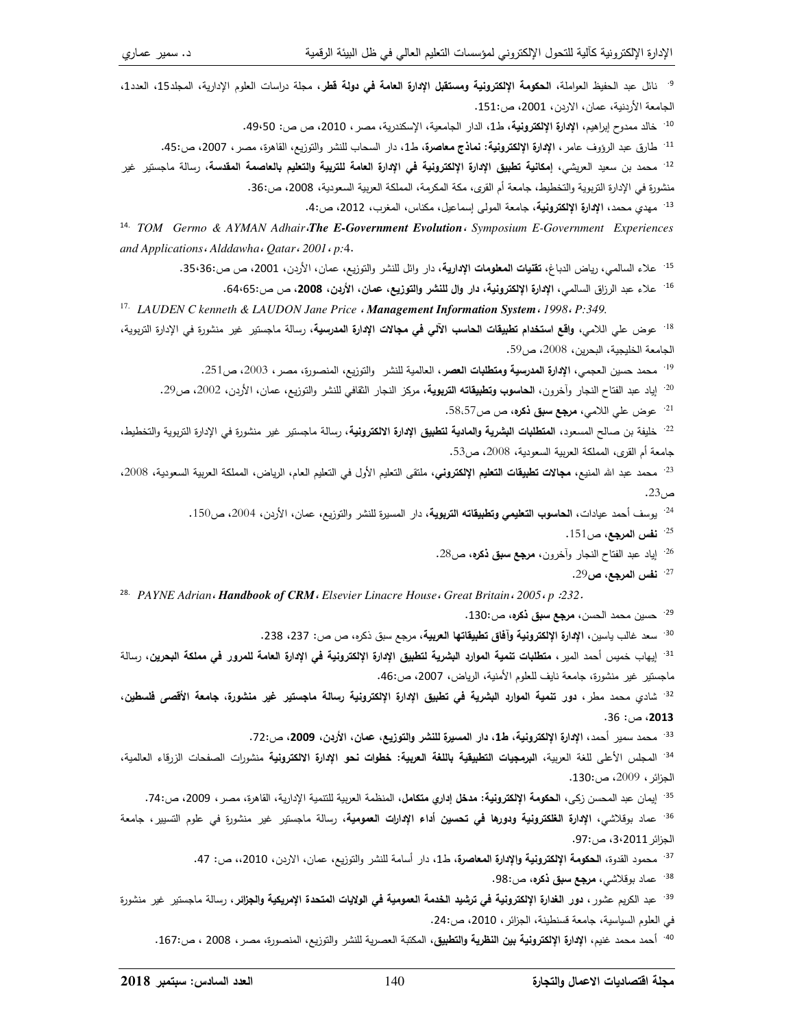[9] نائل عبد الحفيظ العواملة، **الحكومة الإلكترونية ومستقبل الإدارة العامة في دولة قطر**، مجلة دراسات العلوم الإدارية، المجلد15، العدد1، الجامعة الأردنية، عمان، الاردن، 2001، ص:151.

[10] خالد ممدوح إبراهيم، **الإدارة الإلكترونية**، ط1، الدار الجامعية، الإسكندرية، مصر، 2010، ص ص: 50،49.

[11] طارق عبد الرؤوف عامر، **الإدارة الإلكترونية: نماذج معاصرة**، ط1، دار السحاب للنشر والتوزيع، القاهرة، مصر، 2007، ص:45.

[12] محمد بن سعيد العريشي، **إمكانية تطبيق الإدارة الإلكترونية في الإدارة العامة للتربية والتعليم بالعاصمة المقدسة**، رسالة ماجستير غير منشورة في الإدارة التربوية والتخطيط، جامعة أم القرى، مكة المكرمة، المملكة العربية السعودية، 2008، ص:36.

[13] مهدي محمد، **الإدارة الإلكترونية**، جامعة المولى إسماعيل، مكناس، المغرب، 2012، ص:4.

[14] *TOM Germo & AYMAN Adhair،**The E-Government Evolution**، Symposium E-Government Experiences and Applications، Alddawha، Qatar، 2001، p:4.*

[15] علاء السالمي، رياض الدباغ، **تقنيات المعلومات الإدارية**، دار وائل للنشر والتوزيع، عمان، الأردن، 2001، ص ص:36،35.

[16] علاء عبد الرزاق السالمي، **الإدارة الإلكترونية، دار وال للنشر والتوزيع، عمان، الأردن، 2008**، ص ص:65،64.

[17] *LAUDEN C kenneth & LAUDON Jane Price ، **Management Information System**، 1998، P:349.*

[18] عوض علي اللامي، **واقع استخدام تطبيقات الحاسب الآلي في مجالات الإدارة المدرسية**، رسالة ماجستير غير منشورة في الإدارة التربوية، الجامعة الخليجية، البحرين، 2008، ص59.

[19] محمد حسين العجمي، **الإدارة المدرسية ومتطلبات العصر**، العالمية للنشر والتوزيع، المنصورة، مصر، 2003، ص251.

[20] إياد عبد الفتاح النجار وآخرون، **الحاسوب وتطبيقاته التربوية**، مركز النجار الثقافي للنشر والتوزيع، عمان، الأردن، 2002، ص29.

[21] عوض علي اللامي، **مرجع سبق ذكره**، ص ص58،57.

[22] خليفة بن صالح المسعود، **المتطلبات البشرية والمادية لتطبيق الإدارة الالكترونية**، رسالة ماجستير غير منشورة في الإدارة التربوية والتخطيط، جامعة أم القرى، المملكة العربية السعودية، 2008، ص53.

[23] محمد عبد الله المنيع، **مجالات تطبيقات التعليم الإلكتروني**، ملتقى التعليم الأول في التعليم العام، الرياض، المملكة العربية السعودية، 2008، ص23.

[24] يوسف أحمد عيادات، **الحاسوب التعليمي وتطبيقاته التربوية**، دار المسيرة للنشر والتوزيع، عمان، الأردن، 2004، ص150.

[25] **نفس المرجع**، ص151.

[26] إياد عبد الفتاح النجار وآخرون، **مرجع سبق ذكره**، ص28.

[27] **نفس المرجع، ص**29.

[28] *PAYNE Adrian، **Handbook of CRM**، Elsevier Linacre House، Great Britain، 2005، p :232.*

[29] حسين محمد الحسن، **مرجع سبق ذكره**، ص:130.

[30] سعد غالب ياسين، **الإدارة الإلكترونية وآفاق تطبيقاتها العربية**، مرجع سبق ذكره، ص ص: 237، 238.

[31] إيهاب خميس أحمد المير، **متطلبات تنمية الموارد البشرية لتطبيق الإدارة الإلكترونية في الإدارة العامة للمرور في مملكة البحرين**، رسالة ماجستير غير منشورة، جامعة نايف للعلوم الأمنية، الرياض، 2007، ص:46.

[32] شادي محمد مطر، **دور تنمية الموارد البشرية في تطبيق الإدارة الإلكترونية رسالة ماجستير غير منشورة، جامعة الأقصى فلسطين، 2013**، ص: 36.

[33] محمد سمير أحمد، **الإدارة الإلكترونية، ط1، دار المسيرة للنشر والتوزيع، عمان، الأردن، 2009**، ص:72.

[34] المجلس الأعلى للغة العربية، **البرمجيات التطبيقية باللغة العربية: خطوات نحو الإدارة الالكترونية** منشورات الصفحات الزرقاء العالمية، الجزائر، 2009، ص:130.

[35] إيمان عبد المحسن زكي، **الحكومة الإلكترونية: مدخل إداري متكامل**، المنظمة العربية للتنمية الإدارية، القاهرة، مصر، 2009، ص:74.

[36] عماد بوقلاشي، **الإدارة الغلكترونية ودورها في تحسين أداء الإدارات العمومية**، رسالة ماجستير غير منشورة في علوم التسيير، جامعة الجزائر3،2011، ص:97.

[37] محمود القدوة، **الحكومة الإلكترونية والإدارة المعاصرة**، ط1، دار أسامة للنشر والتوزيع، عمان، الاردن، 2010،، ص: 47.

[38] عماد بوقلاشي، **مرجع سبق ذكره**، ص:98.

[39] عبد الكريم عشور، **دور الغدارة الإلكترونية في ترشيد الخدمة العمومية في الولايات المتحدة الإمريكية والجزائر**، رسالة ماجستير غير منشورة في العلوم السياسية، جامعة قسنطينة، الجزائر، 2010، ص:24.

[40] أحمد محمد غنيم، **الإدارة الإلكترونية بين النظرية والتطبيق**، المكتبة العصرية للنشر والتوزيع، المنصورة، مصر، 2008 ، ص:167.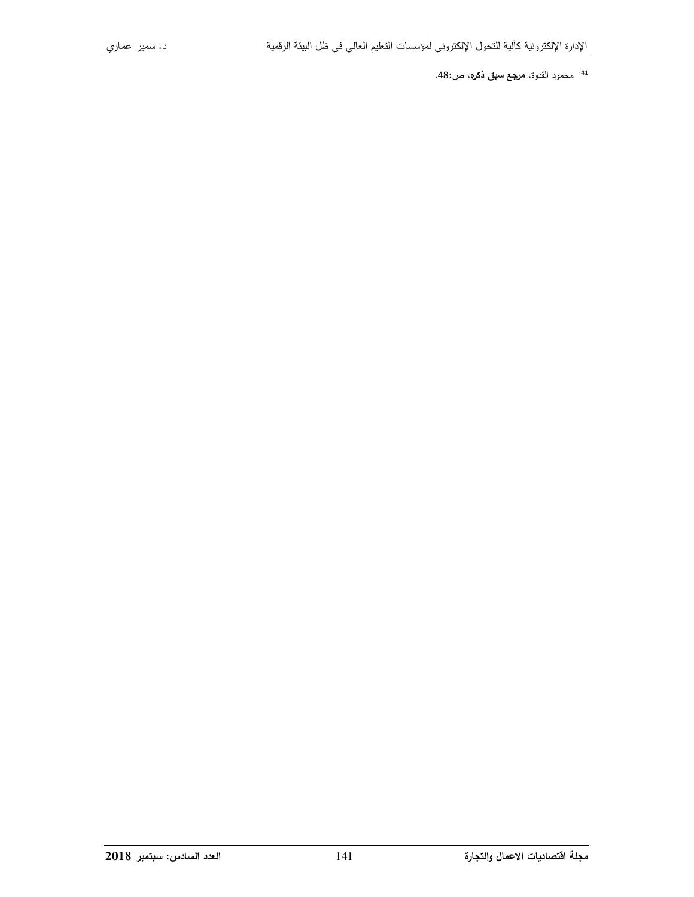[41] محمود القدوة، **مرجع سبق ذكره**، ص:48.